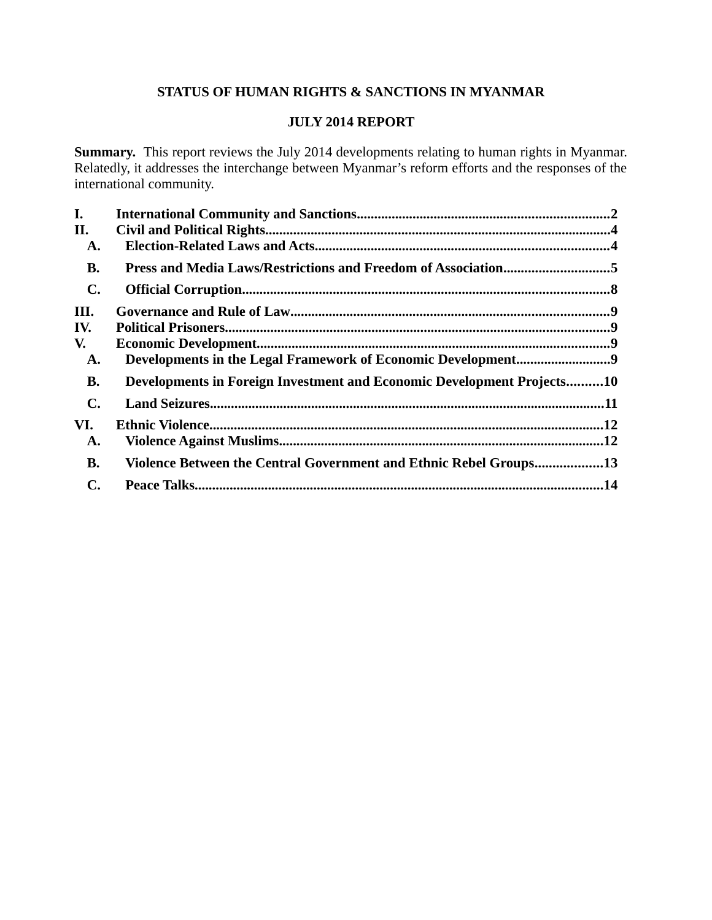# STATUS OF HUMAN RIGHTS & SANCTIONS IN MYANMAR

## JULY 2014 REPORT

**Summary.** This report reviews the July 2014 developments relating to human rights in Myanmar. Relatedly, it addresses the interchange between Myanmar's reform efforts and the responses of the international community.

**I. International Community and Sanctions....................................................................2**

**II. Civil and Political Rights..............................................................................................4**

- **A. Election-Related Laws and Acts................................................................................4**
- **B. Press and Media Laws/Restrictions and Freedom of Association..............................5**
- **C. Official Corruption......................................................................................................8**

**III. Governance and Rule of Law.......................................................................................9**

**IV. Political Prisoners..........................................................................................................9**

**V. Economic Development.................................................................................................9**

- **A. Developments in the Legal Framework of Economic Development..........................9**
- **B. Developments in Foreign Investment and Economic Development Projects..........10**
- **C. Land Seizures............................................................................................................11**

**VI. Ethnic Violence............................................................................................................12**

- **A. Violence Against Muslims.........................................................................................12**
- **B. Violence Between the Central Government and Ethnic Rebel Groups...................13**
- **C. Peace Talks.................................................................................................................14**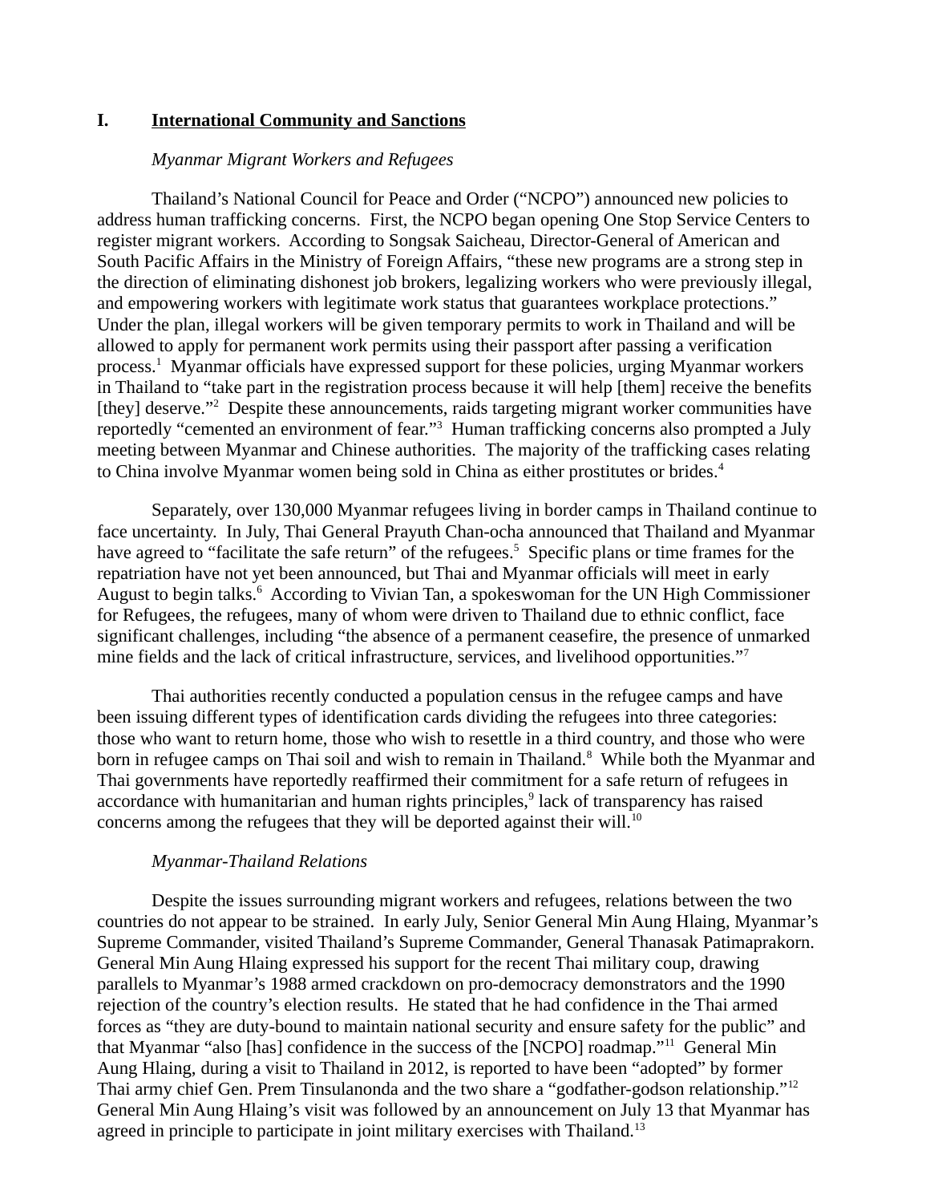## I. International Community and Sanctions

### *Myanmar Migrant Workers and Refugees*

Thailand's National Council for Peace and Order ("NCPO") announced new policies to address human trafficking concerns. First, the NCPO began opening One Stop Service Centers to register migrant workers. According to Songsak Saicheau, Director-General of American and South Pacific Affairs in the Ministry of Foreign Affairs, "these new programs are a strong step in the direction of eliminating dishonest job brokers, legalizing workers who were previously illegal, and empowering workers with legitimate work status that guarantees workplace protections." Under the plan, illegal workers will be given temporary permits to work in Thailand and will be allowed to apply for permanent work permits using their passport after passing a verification process.[1] Myanmar officials have expressed support for these policies, urging Myanmar workers in Thailand to "take part in the registration process because it will help [them] receive the benefits [they] deserve."[2] Despite these announcements, raids targeting migrant worker communities have reportedly "cemented an environment of fear."[3] Human trafficking concerns also prompted a July meeting between Myanmar and Chinese authorities. The majority of the trafficking cases relating to China involve Myanmar women being sold in China as either prostitutes or brides.[4]

Separately, over 130,000 Myanmar refugees living in border camps in Thailand continue to face uncertainty. In July, Thai General Prayuth Chan-ocha announced that Thailand and Myanmar have agreed to "facilitate the safe return" of the refugees.[5] Specific plans or time frames for the repatriation have not yet been announced, but Thai and Myanmar officials will meet in early August to begin talks.[6] According to Vivian Tan, a spokeswoman for the UN High Commissioner for Refugees, the refugees, many of whom were driven to Thailand due to ethnic conflict, face significant challenges, including "the absence of a permanent ceasefire, the presence of unmarked mine fields and the lack of critical infrastructure, services, and livelihood opportunities."[7]

Thai authorities recently conducted a population census in the refugee camps and have been issuing different types of identification cards dividing the refugees into three categories: those who want to return home, those who wish to resettle in a third country, and those who were born in refugee camps on Thai soil and wish to remain in Thailand.[8] While both the Myanmar and Thai governments have reportedly reaffirmed their commitment for a safe return of refugees in accordance with humanitarian and human rights principles,[9] lack of transparency has raised concerns among the refugees that they will be deported against their will.[10]

### *Myanmar-Thailand Relations*

Despite the issues surrounding migrant workers and refugees, relations between the two countries do not appear to be strained. In early July, Senior General Min Aung Hlaing, Myanmar's Supreme Commander, visited Thailand's Supreme Commander, General Thanasak Patimaprakorn. General Min Aung Hlaing expressed his support for the recent Thai military coup, drawing parallels to Myanmar's 1988 armed crackdown on pro-democracy demonstrators and the 1990 rejection of the country's election results. He stated that he had confidence in the Thai armed forces as "they are duty-bound to maintain national security and ensure safety for the public" and that Myanmar "also [has] confidence in the success of the [NCPO] roadmap."[11] General Min Aung Hlaing, during a visit to Thailand in 2012, is reported to have been "adopted" by former Thai army chief Gen. Prem Tinsulanonda and the two share a "godfather-godson relationship."[12] General Min Aung Hlaing's visit was followed by an announcement on July 13 that Myanmar has agreed in principle to participate in joint military exercises with Thailand.[13]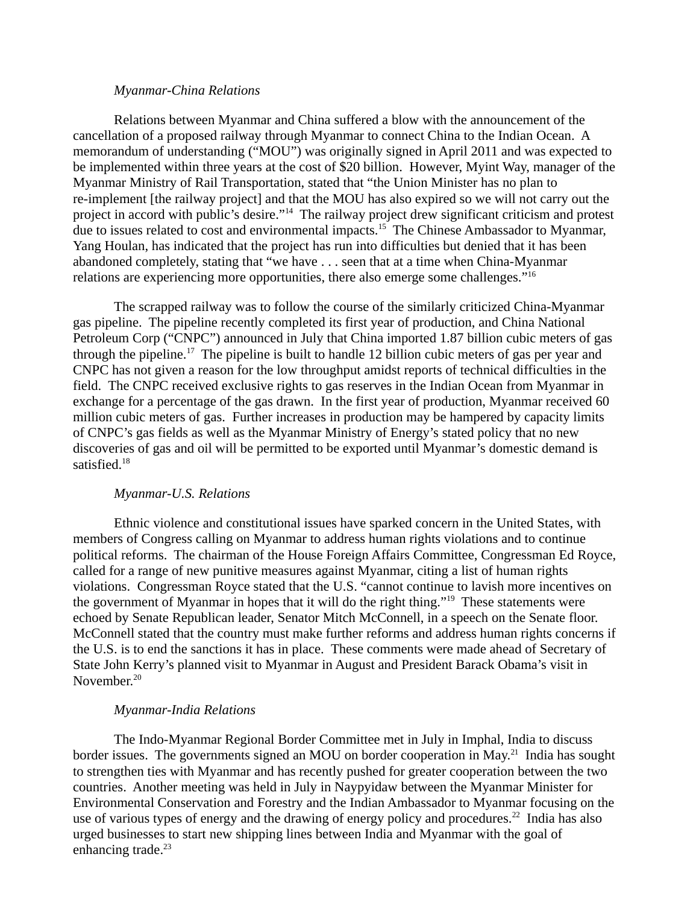*Myanmar-China Relations*

Relations between Myanmar and China suffered a blow with the announcement of the cancellation of a proposed railway through Myanmar to connect China to the Indian Ocean. A memorandum of understanding ("MOU") was originally signed in April 2011 and was expected to be implemented within three years at the cost of $20 billion. However, Myint Way, manager of the Myanmar Ministry of Rail Transportation, stated that "the Union Minister has no plan to re-implement [the railway project] and that the MOU has also expired so we will not carry out the project in accord with public's desire."[14] The railway project drew significant criticism and protest due to issues related to cost and environmental impacts.[15] The Chinese Ambassador to Myanmar, Yang Houlan, has indicated that the project has run into difficulties but denied that it has been abandoned completely, stating that "we have . . . seen that at a time when China-Myanmar relations are experiencing more opportunities, there also emerge some challenges."[16]

The scrapped railway was to follow the course of the similarly criticized China-Myanmar gas pipeline. The pipeline recently completed its first year of production, and China National Petroleum Corp ("CNPC") announced in July that China imported 1.87 billion cubic meters of gas through the pipeline.[17] The pipeline is built to handle 12 billion cubic meters of gas per year and CNPC has not given a reason for the low throughput amidst reports of technical difficulties in the field. The CNPC received exclusive rights to gas reserves in the Indian Ocean from Myanmar in exchange for a percentage of the gas drawn. In the first year of production, Myanmar received 60 million cubic meters of gas. Further increases in production may be hampered by capacity limits of CNPC's gas fields as well as the Myanmar Ministry of Energy's stated policy that no new discoveries of gas and oil will be permitted to be exported until Myanmar's domestic demand is satisfied.[18]

*Myanmar-U.S. Relations*

Ethnic violence and constitutional issues have sparked concern in the United States, with members of Congress calling on Myanmar to address human rights violations and to continue political reforms. The chairman of the House Foreign Affairs Committee, Congressman Ed Royce, called for a range of new punitive measures against Myanmar, citing a list of human rights violations. Congressman Royce stated that the U.S. "cannot continue to lavish more incentives on the government of Myanmar in hopes that it will do the right thing."[19] These statements were echoed by Senate Republican leader, Senator Mitch McConnell, in a speech on the Senate floor. McConnell stated that the country must make further reforms and address human rights concerns if the U.S. is to end the sanctions it has in place. These comments were made ahead of Secretary of State John Kerry's planned visit to Myanmar in August and President Barack Obama's visit in November.[20]

*Myanmar-India Relations*

The Indo-Myanmar Regional Border Committee met in July in Imphal, India to discuss border issues. The governments signed an MOU on border cooperation in May.[21] India has sought to strengthen ties with Myanmar and has recently pushed for greater cooperation between the two countries. Another meeting was held in July in Naypyidaw between the Myanmar Minister for Environmental Conservation and Forestry and the Indian Ambassador to Myanmar focusing on the use of various types of energy and the drawing of energy policy and procedures.[22] India has also urged businesses to start new shipping lines between India and Myanmar with the goal of enhancing trade.[23]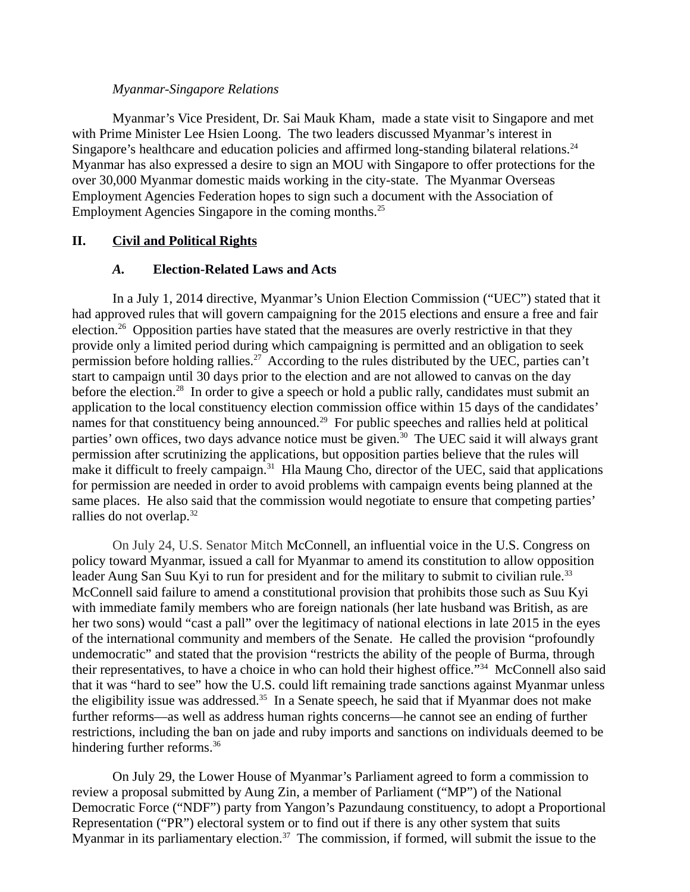*Myanmar-Singapore Relations*

Myanmar's Vice President, Dr. Sai Mauk Kham, made a state visit to Singapore and met with Prime Minister Lee Hsien Loong. The two leaders discussed Myanmar's interest in Singapore's healthcare and education policies and affirmed long-standing bilateral relations.[24] Myanmar has also expressed a desire to sign an MOU with Singapore to offer protections for the over 30,000 Myanmar domestic maids working in the city-state. The Myanmar Overseas Employment Agencies Federation hopes to sign such a document with the Association of Employment Agencies Singapore in the coming months.[25]

## II. <u>Civil and Political Rights</u>

### *A.* Election-Related Laws and Acts

In a July 1, 2014 directive, Myanmar's Union Election Commission ("UEC") stated that it had approved rules that will govern campaigning for the 2015 elections and ensure a free and fair election.[26] Opposition parties have stated that the measures are overly restrictive in that they provide only a limited period during which campaigning is permitted and an obligation to seek permission before holding rallies.[27] According to the rules distributed by the UEC, parties can't start to campaign until 30 days prior to the election and are not allowed to canvas on the day before the election.[28] In order to give a speech or hold a public rally, candidates must submit an application to the local constituency election commission office within 15 days of the candidates' names for that constituency being announced.[29] For public speeches and rallies held at political parties' own offices, two days advance notice must be given.[30] The UEC said it will always grant permission after scrutinizing the applications, but opposition parties believe that the rules will make it difficult to freely campaign.[31] Hla Maung Cho, director of the UEC, said that applications for permission are needed in order to avoid problems with campaign events being planned at the same places. He also said that the commission would negotiate to ensure that competing parties' rallies do not overlap.[32]

On July 24, U.S. Senator Mitch McConnell, an influential voice in the U.S. Congress on policy toward Myanmar, issued a call for Myanmar to amend its constitution to allow opposition leader Aung San Suu Kyi to run for president and for the military to submit to civilian rule.[33] McConnell said failure to amend a constitutional provision that prohibits those such as Suu Kyi with immediate family members who are foreign nationals (her late husband was British, as are her two sons) would "cast a pall" over the legitimacy of national elections in late 2015 in the eyes of the international community and members of the Senate. He called the provision "profoundly undemocratic" and stated that the provision "restricts the ability of the people of Burma, through their representatives, to have a choice in who can hold their highest office."[34] McConnell also said that it was "hard to see" how the U.S. could lift remaining trade sanctions against Myanmar unless the eligibility issue was addressed.[35] In a Senate speech, he said that if Myanmar does not make further reforms—as well as address human rights concerns—he cannot see an ending of further restrictions, including the ban on jade and ruby imports and sanctions on individuals deemed to be hindering further reforms.[36]

On July 29, the Lower House of Myanmar's Parliament agreed to form a commission to review a proposal submitted by Aung Zin, a member of Parliament ("MP") of the National Democratic Force ("NDF") party from Yangon's Pazundaung constituency, to adopt a Proportional Representation ("PR") electoral system or to find out if there is any other system that suits Myanmar in its parliamentary election.[37] The commission, if formed, will submit the issue to the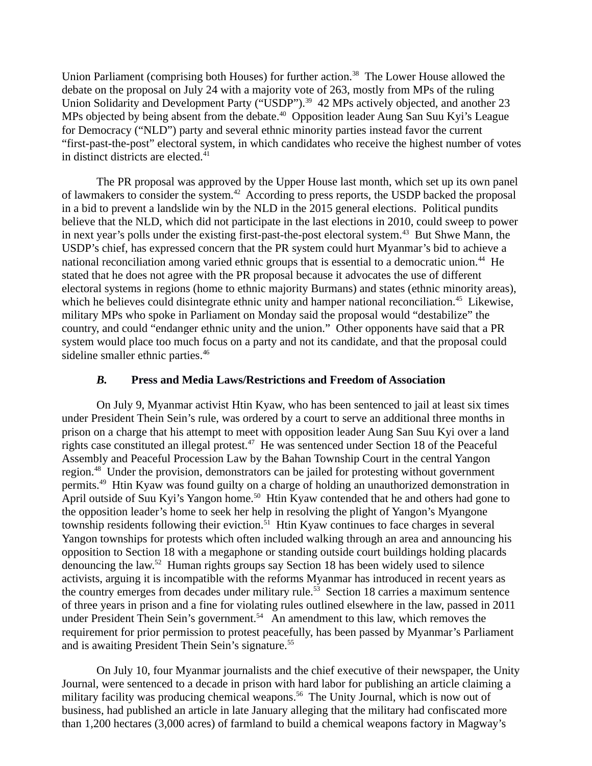Union Parliament (comprising both Houses) for further action.[38] The Lower House allowed the debate on the proposal on July 24 with a majority vote of 263, mostly from MPs of the ruling Union Solidarity and Development Party ("USDP").[39] 42 MPs actively objected, and another 23 MPs objected by being absent from the debate.[40] Opposition leader Aung San Suu Kyi's League for Democracy ("NLD") party and several ethnic minority parties instead favor the current "first-past-the-post" electoral system, in which candidates who receive the highest number of votes in distinct districts are elected.[41]

The PR proposal was approved by the Upper House last month, which set up its own panel of lawmakers to consider the system.[42] According to press reports, the USDP backed the proposal in a bid to prevent a landslide win by the NLD in the 2015 general elections. Political pundits believe that the NLD, which did not participate in the last elections in 2010, could sweep to power in next year's polls under the existing first-past-the-post electoral system.[43] But Shwe Mann, the USDP's chief, has expressed concern that the PR system could hurt Myanmar's bid to achieve a national reconciliation among varied ethnic groups that is essential to a democratic union.[44] He stated that he does not agree with the PR proposal because it advocates the use of different electoral systems in regions (home to ethnic majority Burmans) and states (ethnic minority areas), which he believes could disintegrate ethnic unity and hamper national reconciliation.[45] Likewise, military MPs who spoke in Parliament on Monday said the proposal would "destabilize" the country, and could "endanger ethnic unity and the union." Other opponents have said that a PR system would place too much focus on a party and not its candidate, and that the proposal could sideline smaller ethnic parties.[46]

### *B.* Press and Media Laws/Restrictions and Freedom of Association

On July 9, Myanmar activist Htin Kyaw, who has been sentenced to jail at least six times under President Thein Sein's rule, was ordered by a court to serve an additional three months in prison on a charge that his attempt to meet with opposition leader Aung San Suu Kyi over a land rights case constituted an illegal protest.[47] He was sentenced under Section 18 of the Peaceful Assembly and Peaceful Procession Law by the Bahan Township Court in the central Yangon region.[48] Under the provision, demonstrators can be jailed for protesting without government permits.[49] Htin Kyaw was found guilty on a charge of holding an unauthorized demonstration in April outside of Suu Kyi's Yangon home.[50] Htin Kyaw contended that he and others had gone to the opposition leader's home to seek her help in resolving the plight of Yangon's Myangone township residents following their eviction.[51] Htin Kyaw continues to face charges in several Yangon townships for protests which often included walking through an area and announcing his opposition to Section 18 with a megaphone or standing outside court buildings holding placards denouncing the law.[52] Human rights groups say Section 18 has been widely used to silence activists, arguing it is incompatible with the reforms Myanmar has introduced in recent years as the country emerges from decades under military rule.[53] Section 18 carries a maximum sentence of three years in prison and a fine for violating rules outlined elsewhere in the law, passed in 2011 under President Thein Sein's government.[54] An amendment to this law, which removes the requirement for prior permission to protest peacefully, has been passed by Myanmar's Parliament and is awaiting President Thein Sein's signature.[55]

On July 10, four Myanmar journalists and the chief executive of their newspaper, the Unity Journal, were sentenced to a decade in prison with hard labor for publishing an article claiming a military facility was producing chemical weapons.[56] The Unity Journal, which is now out of business, had published an article in late January alleging that the military had confiscated more than 1,200 hectares (3,000 acres) of farmland to build a chemical weapons factory in Magway's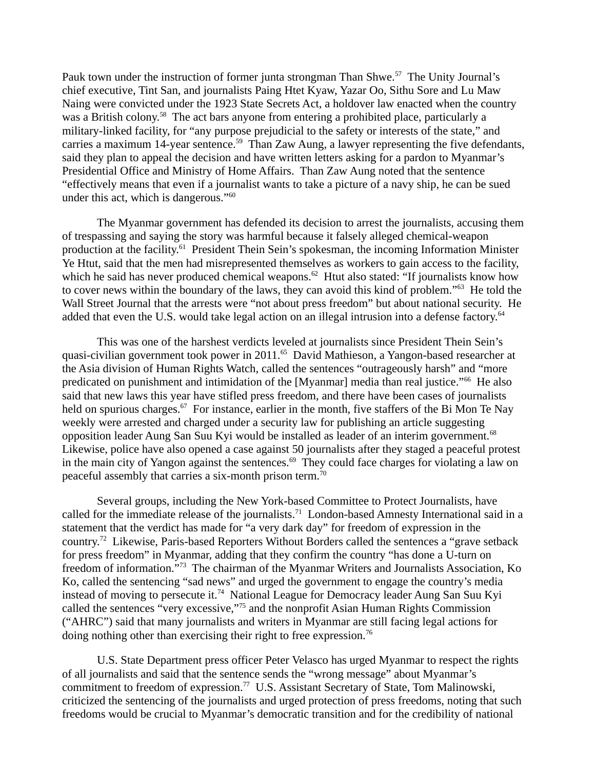Pauk town under the instruction of former junta strongman Than Shwe.[57] The Unity Journal's chief executive, Tint San, and journalists Paing Htet Kyaw, Yazar Oo, Sithu Sore and Lu Maw Naing were convicted under the 1923 State Secrets Act, a holdover law enacted when the country was a British colony.[58] The act bars anyone from entering a prohibited place, particularly a military-linked facility, for "any purpose prejudicial to the safety or interests of the state," and carries a maximum 14-year sentence.[59] Than Zaw Aung, a lawyer representing the five defendants, said they plan to appeal the decision and have written letters asking for a pardon to Myanmar's Presidential Office and Ministry of Home Affairs. Than Zaw Aung noted that the sentence "effectively means that even if a journalist wants to take a picture of a navy ship, he can be sued under this act, which is dangerous."[60]

The Myanmar government has defended its decision to arrest the journalists, accusing them of trespassing and saying the story was harmful because it falsely alleged chemical-weapon production at the facility.[61] President Thein Sein's spokesman, the incoming Information Minister Ye Htut, said that the men had misrepresented themselves as workers to gain access to the facility, which he said has never produced chemical weapons.[62] Htut also stated: "If journalists know how to cover news within the boundary of the laws, they can avoid this kind of problem."[63] He told the Wall Street Journal that the arrests were "not about press freedom" but about national security. He added that even the U.S. would take legal action on an illegal intrusion into a defense factory.[64]

This was one of the harshest verdicts leveled at journalists since President Thein Sein's quasi-civilian government took power in 2011.[65] David Mathieson, a Yangon-based researcher at the Asia division of Human Rights Watch, called the sentences "outrageously harsh" and "more predicated on punishment and intimidation of the [Myanmar] media than real justice."[66] He also said that new laws this year have stifled press freedom, and there have been cases of journalists held on spurious charges.[67] For instance, earlier in the month, five staffers of the Bi Mon Te Nay weekly were arrested and charged under a security law for publishing an article suggesting opposition leader Aung San Suu Kyi would be installed as leader of an interim government.[68] Likewise, police have also opened a case against 50 journalists after they staged a peaceful protest in the main city of Yangon against the sentences.[69] They could face charges for violating a law on peaceful assembly that carries a six-month prison term.[70]

Several groups, including the New York-based Committee to Protect Journalists, have called for the immediate release of the journalists.[71] London-based Amnesty International said in a statement that the verdict has made for "a very dark day" for freedom of expression in the country.[72] Likewise, Paris-based Reporters Without Borders called the sentences a "grave setback for press freedom" in Myanmar, adding that they confirm the country "has done a U-turn on freedom of information."[73] The chairman of the Myanmar Writers and Journalists Association, Ko Ko, called the sentencing "sad news" and urged the government to engage the country's media instead of moving to persecute it.[74] National League for Democracy leader Aung San Suu Kyi called the sentences "very excessive,"[75] and the nonprofit Asian Human Rights Commission ("AHRC") said that many journalists and writers in Myanmar are still facing legal actions for doing nothing other than exercising their right to free expression.[76]

U.S. State Department press officer Peter Velasco has urged Myanmar to respect the rights of all journalists and said that the sentence sends the "wrong message" about Myanmar's commitment to freedom of expression.[77] U.S. Assistant Secretary of State, Tom Malinowski, criticized the sentencing of the journalists and urged protection of press freedoms, noting that such freedoms would be crucial to Myanmar's democratic transition and for the credibility of national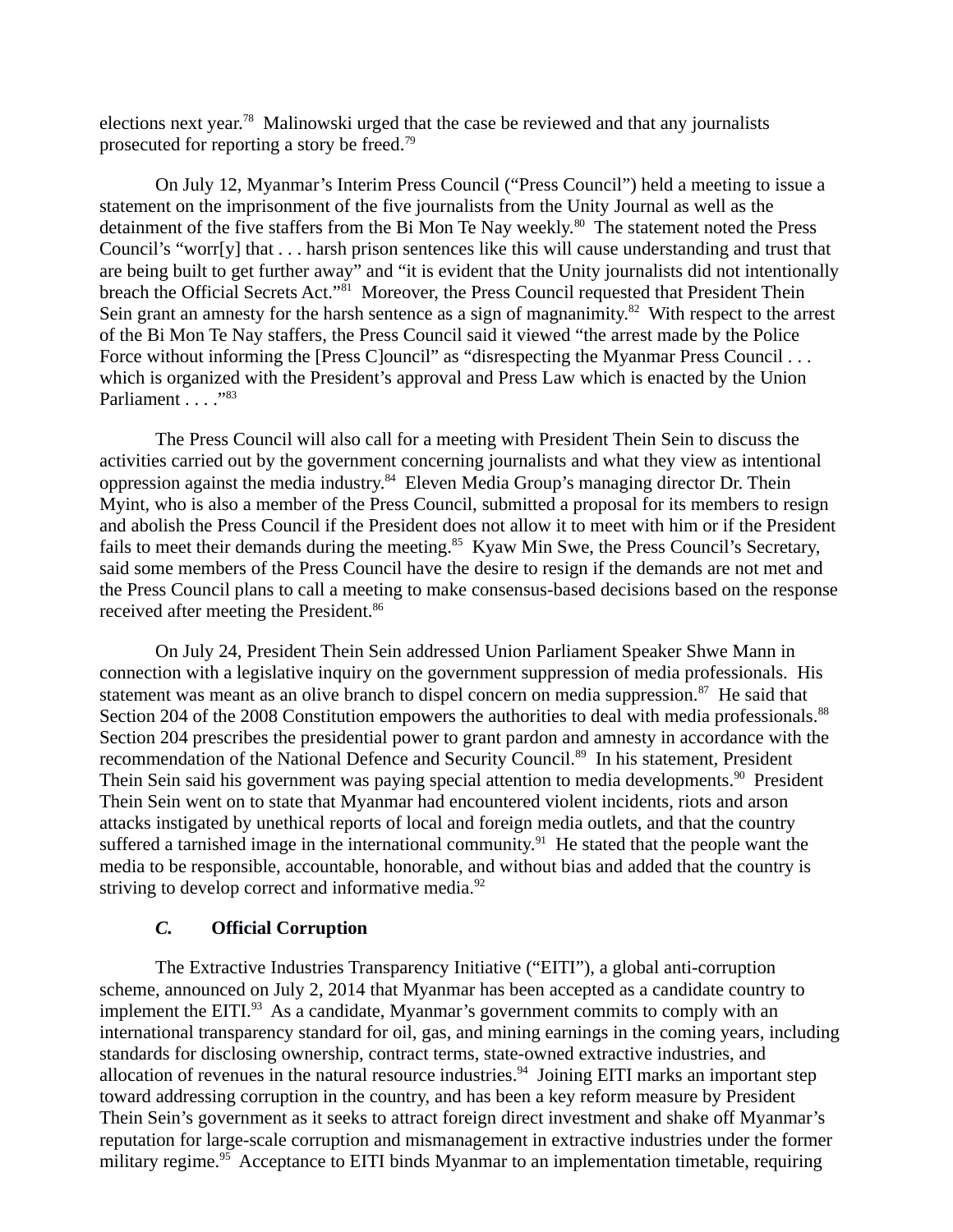elections next year.[78] Malinowski urged that the case be reviewed and that any journalists prosecuted for reporting a story be freed.[79]

On July 12, Myanmar's Interim Press Council ("Press Council") held a meeting to issue a statement on the imprisonment of the five journalists from the Unity Journal as well as the detainment of the five staffers from the Bi Mon Te Nay weekly.[80] The statement noted the Press Council's "worr[y] that . . . harsh prison sentences like this will cause understanding and trust that are being built to get further away" and "it is evident that the Unity journalists did not intentionally breach the Official Secrets Act."[81] Moreover, the Press Council requested that President Thein Sein grant an amnesty for the harsh sentence as a sign of magnanimity.[82] With respect to the arrest of the Bi Mon Te Nay staffers, the Press Council said it viewed "the arrest made by the Police Force without informing the [Press C]ouncil" as "disrespecting the Myanmar Press Council . . . which is organized with the President's approval and Press Law which is enacted by the Union Parliament . . . ."[83]

The Press Council will also call for a meeting with President Thein Sein to discuss the activities carried out by the government concerning journalists and what they view as intentional oppression against the media industry.[84] Eleven Media Group's managing director Dr. Thein Myint, who is also a member of the Press Council, submitted a proposal for its members to resign and abolish the Press Council if the President does not allow it to meet with him or if the President fails to meet their demands during the meeting.[85] Kyaw Min Swe, the Press Council's Secretary, said some members of the Press Council have the desire to resign if the demands are not met and the Press Council plans to call a meeting to make consensus-based decisions based on the response received after meeting the President.[86]

On July 24, President Thein Sein addressed Union Parliament Speaker Shwe Mann in connection with a legislative inquiry on the government suppression of media professionals. His statement was meant as an olive branch to dispel concern on media suppression.[87] He said that Section 204 of the 2008 Constitution empowers the authorities to deal with media professionals.[88] Section 204 prescribes the presidential power to grant pardon and amnesty in accordance with the recommendation of the National Defence and Security Council.[89] In his statement, President Thein Sein said his government was paying special attention to media developments.[90] President Thein Sein went on to state that Myanmar had encountered violent incidents, riots and arson attacks instigated by unethical reports of local and foreign media outlets, and that the country suffered a tarnished image in the international community.[91] He stated that the people want the media to be responsible, accountable, honorable, and without bias and added that the country is striving to develop correct and informative media.[92]

### *C.* Official Corruption

The Extractive Industries Transparency Initiative ("EITI"), a global anti-corruption scheme, announced on July 2, 2014 that Myanmar has been accepted as a candidate country to implement the EITI.[93] As a candidate, Myanmar's government commits to comply with an international transparency standard for oil, gas, and mining earnings in the coming years, including standards for disclosing ownership, contract terms, state-owned extractive industries, and allocation of revenues in the natural resource industries.[94] Joining EITI marks an important step toward addressing corruption in the country, and has been a key reform measure by President Thein Sein's government as it seeks to attract foreign direct investment and shake off Myanmar's reputation for large-scale corruption and mismanagement in extractive industries under the former military regime.[95] Acceptance to EITI binds Myanmar to an implementation timetable, requiring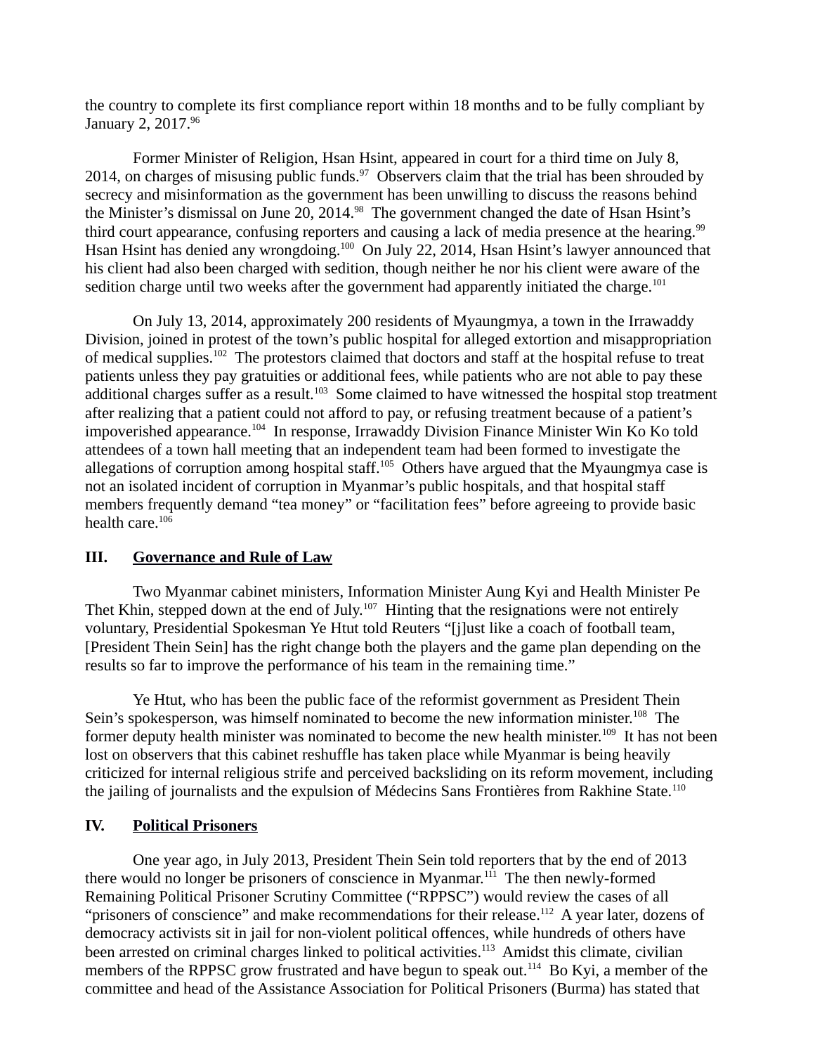the country to complete its first compliance report within 18 months and to be fully compliant by January 2, 2017.[96]

Former Minister of Religion, Hsan Hsint, appeared in court for a third time on July 8, 2014, on charges of misusing public funds.[97] Observers claim that the trial has been shrouded by secrecy and misinformation as the government has been unwilling to discuss the reasons behind the Minister's dismissal on June 20, 2014.[98] The government changed the date of Hsan Hsint's third court appearance, confusing reporters and causing a lack of media presence at the hearing.[99] Hsan Hsint has denied any wrongdoing.[100] On July 22, 2014, Hsan Hsint's lawyer announced that his client had also been charged with sedition, though neither he nor his client were aware of the sedition charge until two weeks after the government had apparently initiated the charge.[101]

On July 13, 2014, approximately 200 residents of Myaungmya, a town in the Irrawaddy Division, joined in protest of the town's public hospital for alleged extortion and misappropriation of medical supplies.[102] The protestors claimed that doctors and staff at the hospital refuse to treat patients unless they pay gratuities or additional fees, while patients who are not able to pay these additional charges suffer as a result.[103] Some claimed to have witnessed the hospital stop treatment after realizing that a patient could not afford to pay, or refusing treatment because of a patient's impoverished appearance.[104] In response, Irrawaddy Division Finance Minister Win Ko Ko told attendees of a town hall meeting that an independent team had been formed to investigate the allegations of corruption among hospital staff.[105] Others have argued that the Myaungmya case is not an isolated incident of corruption in Myanmar's public hospitals, and that hospital staff members frequently demand "tea money" or "facilitation fees" before agreeing to provide basic health care.[106]

## III. Governance and Rule of Law

Two Myanmar cabinet ministers, Information Minister Aung Kyi and Health Minister Pe Thet Khin, stepped down at the end of July.[107] Hinting that the resignations were not entirely voluntary, Presidential Spokesman Ye Htut told Reuters "[j]ust like a coach of football team, [President Thein Sein] has the right change both the players and the game plan depending on the results so far to improve the performance of his team in the remaining time."

Ye Htut, who has been the public face of the reformist government as President Thein Sein's spokesperson, was himself nominated to become the new information minister.[108] The former deputy health minister was nominated to become the new health minister.[109] It has not been lost on observers that this cabinet reshuffle has taken place while Myanmar is being heavily criticized for internal religious strife and perceived backsliding on its reform movement, including the jailing of journalists and the expulsion of Médecins Sans Frontières from Rakhine State.[110]

## IV. Political Prisoners

One year ago, in July 2013, President Thein Sein told reporters that by the end of 2013 there would no longer be prisoners of conscience in Myanmar.[111] The then newly-formed Remaining Political Prisoner Scrutiny Committee ("RPPSC") would review the cases of all "prisoners of conscience" and make recommendations for their release.[112] A year later, dozens of democracy activists sit in jail for non-violent political offences, while hundreds of others have been arrested on criminal charges linked to political activities.[113] Amidst this climate, civilian members of the RPPSC grow frustrated and have begun to speak out.[114] Bo Kyi, a member of the committee and head of the Assistance Association for Political Prisoners (Burma) has stated that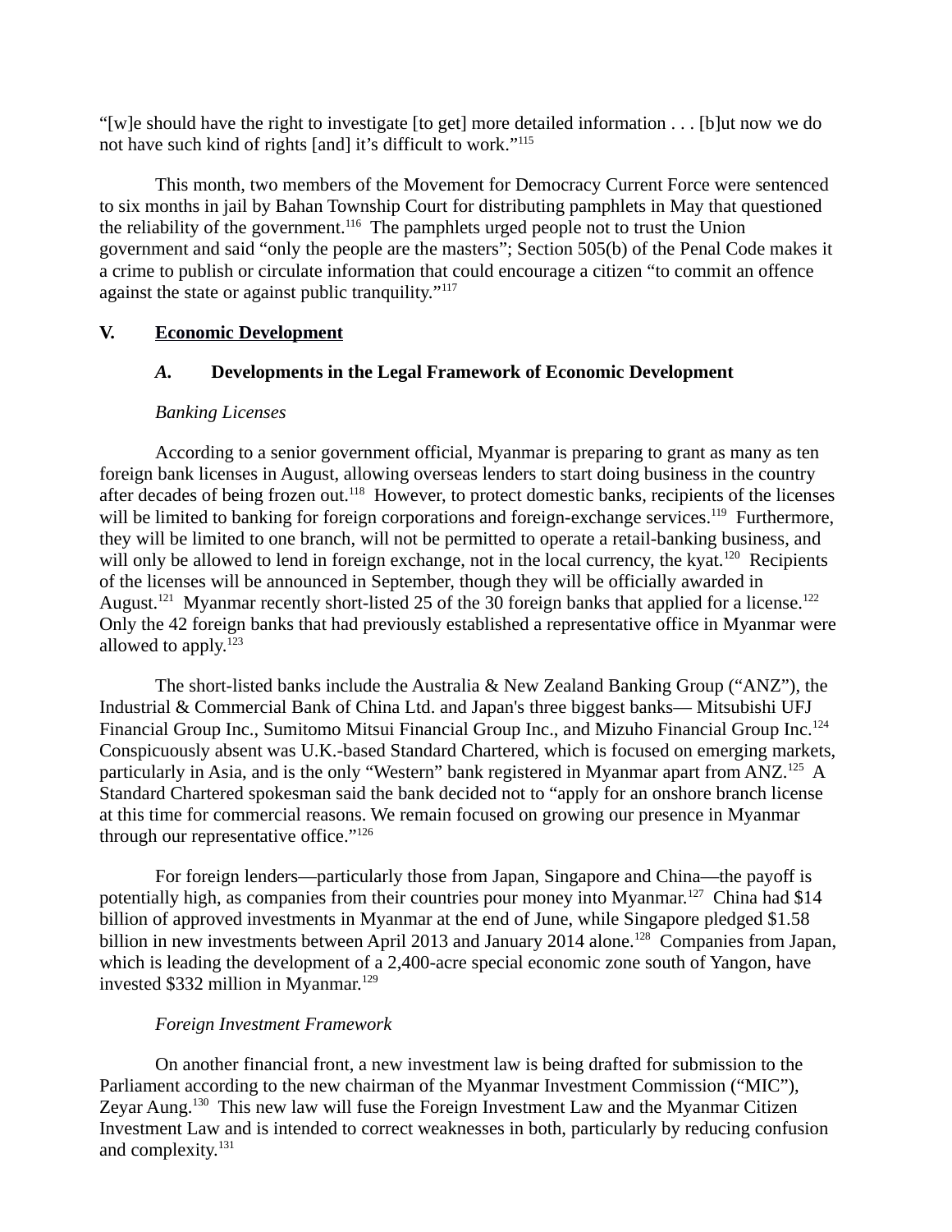"[w]e should have the right to investigate [to get] more detailed information . . . [b]ut now we do not have such kind of rights [and] it's difficult to work."[115]

This month, two members of the Movement for Democracy Current Force were sentenced to six months in jail by Bahan Township Court for distributing pamphlets in May that questioned the reliability of the government.[116] The pamphlets urged people not to trust the Union government and said "only the people are the masters"; Section 505(b) of the Penal Code makes it a crime to publish or circulate information that could encourage a citizen "to commit an offence against the state or against public tranquility."[117]

## V. Economic Development

### *A.* Developments in the Legal Framework of Economic Development

*Banking Licenses*

According to a senior government official, Myanmar is preparing to grant as many as ten foreign bank licenses in August, allowing overseas lenders to start doing business in the country after decades of being frozen out.[118] However, to protect domestic banks, recipients of the licenses will be limited to banking for foreign corporations and foreign-exchange services.[119] Furthermore, they will be limited to one branch, will not be permitted to operate a retail-banking business, and will only be allowed to lend in foreign exchange, not in the local currency, the kyat.[120] Recipients of the licenses will be announced in September, though they will be officially awarded in August.[121] Myanmar recently short-listed 25 of the 30 foreign banks that applied for a license.[122] Only the 42 foreign banks that had previously established a representative office in Myanmar were allowed to apply.[123]

The short-listed banks include the Australia & New Zealand Banking Group ("ANZ"), the Industrial & Commercial Bank of China Ltd. and Japan's three biggest banks— Mitsubishi UFJ Financial Group Inc., Sumitomo Mitsui Financial Group Inc., and Mizuho Financial Group Inc.[124] Conspicuously absent was U.K.-based Standard Chartered, which is focused on emerging markets, particularly in Asia, and is the only "Western" bank registered in Myanmar apart from ANZ.[125] A Standard Chartered spokesman said the bank decided not to "apply for an onshore branch license at this time for commercial reasons. We remain focused on growing our presence in Myanmar through our representative office."[126]

For foreign lenders—particularly those from Japan, Singapore and China—the payoff is potentially high, as companies from their countries pour money into Myanmar.[127] China had $14 billion of approved investments in Myanmar at the end of June, while Singapore pledged $1.58 billion in new investments between April 2013 and January 2014 alone.[128] Companies from Japan, which is leading the development of a 2,400-acre special economic zone south of Yangon, have invested $332 million in Myanmar.[129]

*Foreign Investment Framework*

On another financial front, a new investment law is being drafted for submission to the Parliament according to the new chairman of the Myanmar Investment Commission ("MIC"), Zeyar Aung.[130] This new law will fuse the Foreign Investment Law and the Myanmar Citizen Investment Law and is intended to correct weaknesses in both, particularly by reducing confusion and complexity.[131]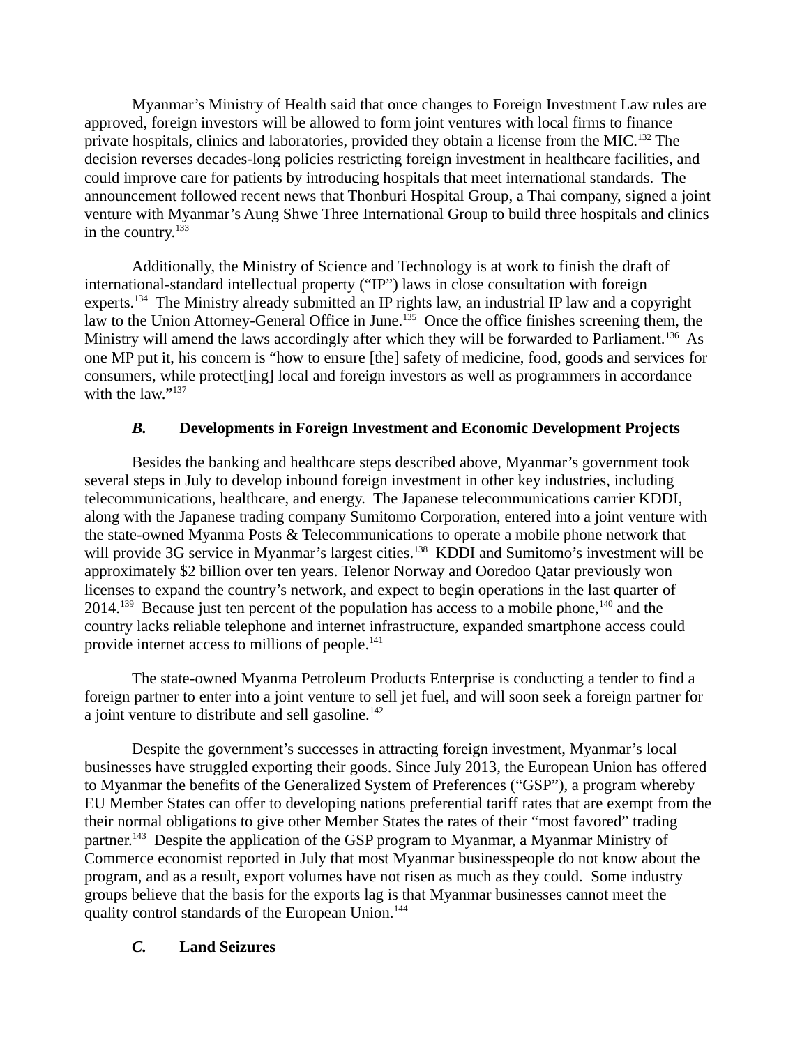Myanmar's Ministry of Health said that once changes to Foreign Investment Law rules are approved, foreign investors will be allowed to form joint ventures with local firms to finance private hospitals, clinics and laboratories, provided they obtain a license from the MIC.[132] The decision reverses decades-long policies restricting foreign investment in healthcare facilities, and could improve care for patients by introducing hospitals that meet international standards. The announcement followed recent news that Thonburi Hospital Group, a Thai company, signed a joint venture with Myanmar's Aung Shwe Three International Group to build three hospitals and clinics in the country.[133]

Additionally, the Ministry of Science and Technology is at work to finish the draft of international-standard intellectual property ("IP") laws in close consultation with foreign experts.[134] The Ministry already submitted an IP rights law, an industrial IP law and a copyright law to the Union Attorney-General Office in June.[135] Once the office finishes screening them, the Ministry will amend the laws accordingly after which they will be forwarded to Parliament.[136] As one MP put it, his concern is "how to ensure [the] safety of medicine, food, goods and services for consumers, while protect[ing] local and foreign investors as well as programmers in accordance with the law."[137]

### *B.* Developments in Foreign Investment and Economic Development Projects

Besides the banking and healthcare steps described above, Myanmar's government took several steps in July to develop inbound foreign investment in other key industries, including telecommunications, healthcare, and energy. The Japanese telecommunications carrier KDDI, along with the Japanese trading company Sumitomo Corporation, entered into a joint venture with the state-owned Myanma Posts & Telecommunications to operate a mobile phone network that will provide 3G service in Myanmar's largest cities.[138] KDDI and Sumitomo's investment will be approximately $2 billion over ten years. Telenor Norway and Ooredoo Qatar previously won licenses to expand the country's network, and expect to begin operations in the last quarter of 2014.[139] Because just ten percent of the population has access to a mobile phone,[140] and the country lacks reliable telephone and internet infrastructure, expanded smartphone access could provide internet access to millions of people.[141]

The state-owned Myanma Petroleum Products Enterprise is conducting a tender to find a foreign partner to enter into a joint venture to sell jet fuel, and will soon seek a foreign partner for a joint venture to distribute and sell gasoline.[142]

Despite the government's successes in attracting foreign investment, Myanmar's local businesses have struggled exporting their goods. Since July 2013, the European Union has offered to Myanmar the benefits of the Generalized System of Preferences ("GSP"), a program whereby EU Member States can offer to developing nations preferential tariff rates that are exempt from the their normal obligations to give other Member States the rates of their "most favored" trading partner.[143] Despite the application of the GSP program to Myanmar, a Myanmar Ministry of Commerce economist reported in July that most Myanmar businesspeople do not know about the program, and as a result, export volumes have not risen as much as they could. Some industry groups believe that the basis for the exports lag is that Myanmar businesses cannot meet the quality control standards of the European Union.[144]

### *C.* Land Seizures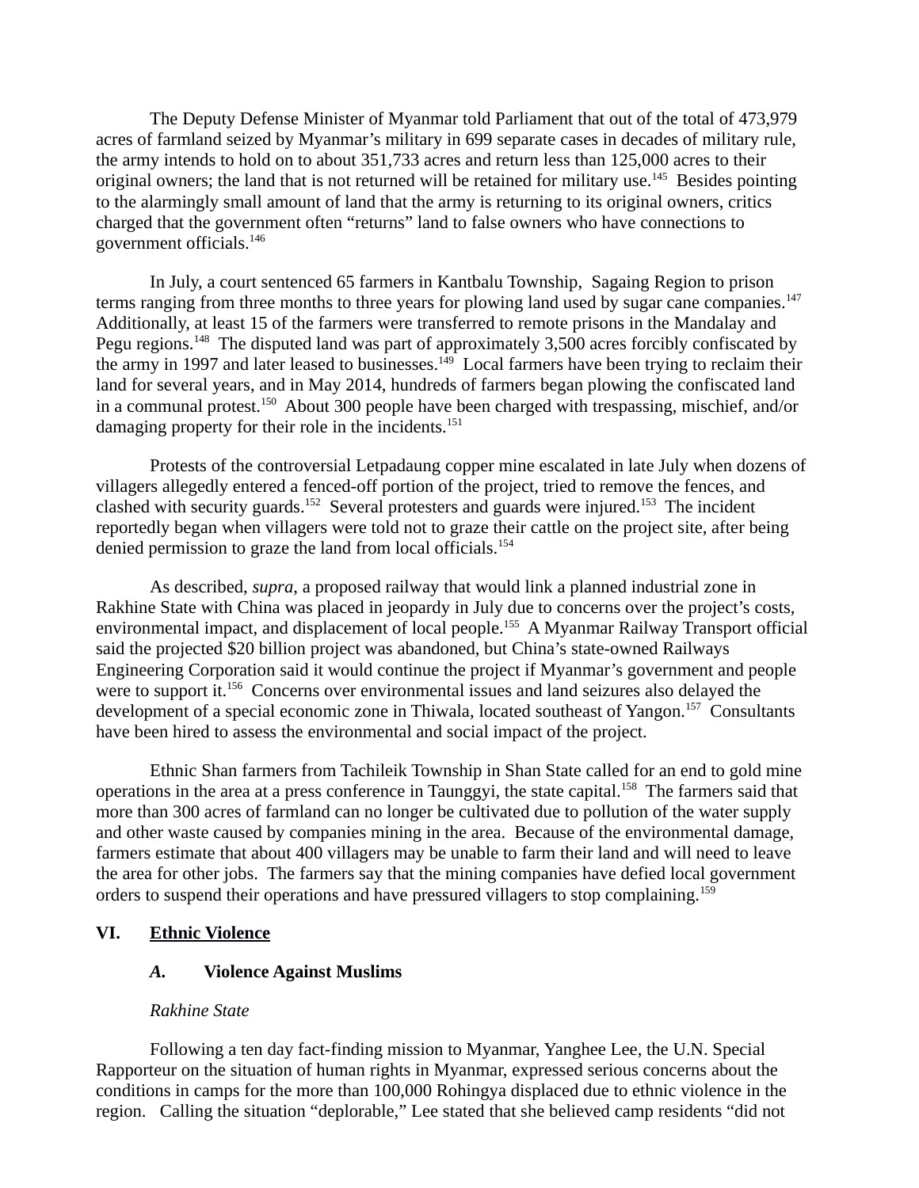The Deputy Defense Minister of Myanmar told Parliament that out of the total of 473,979 acres of farmland seized by Myanmar's military in 699 separate cases in decades of military rule, the army intends to hold on to about 351,733 acres and return less than 125,000 acres to their original owners; the land that is not returned will be retained for military use.[145] Besides pointing to the alarmingly small amount of land that the army is returning to its original owners, critics charged that the government often "returns" land to false owners who have connections to government officials.[146]

In July, a court sentenced 65 farmers in Kantbalu Township, Sagaing Region to prison terms ranging from three months to three years for plowing land used by sugar cane companies.[147] Additionally, at least 15 of the farmers were transferred to remote prisons in the Mandalay and Pegu regions.[148] The disputed land was part of approximately 3,500 acres forcibly confiscated by the army in 1997 and later leased to businesses.[149] Local farmers have been trying to reclaim their land for several years, and in May 2014, hundreds of farmers began plowing the confiscated land in a communal protest.[150] About 300 people have been charged with trespassing, mischief, and/or damaging property for their role in the incidents.[151]

Protests of the controversial Letpadaung copper mine escalated in late July when dozens of villagers allegedly entered a fenced-off portion of the project, tried to remove the fences, and clashed with security guards.[152] Several protesters and guards were injured.[153] The incident reportedly began when villagers were told not to graze their cattle on the project site, after being denied permission to graze the land from local officials.[154]

As described, *supra*, a proposed railway that would link a planned industrial zone in Rakhine State with China was placed in jeopardy in July due to concerns over the project's costs, environmental impact, and displacement of local people.[155] A Myanmar Railway Transport official said the projected $20 billion project was abandoned, but China's state-owned Railways Engineering Corporation said it would continue the project if Myanmar's government and people were to support it.[156] Concerns over environmental issues and land seizures also delayed the development of a special economic zone in Thiwala, located southeast of Yangon.[157] Consultants have been hired to assess the environmental and social impact of the project.

Ethnic Shan farmers from Tachileik Township in Shan State called for an end to gold mine operations in the area at a press conference in Taunggyi, the state capital.[158] The farmers said that more than 300 acres of farmland can no longer be cultivated due to pollution of the water supply and other waste caused by companies mining in the area. Because of the environmental damage, farmers estimate that about 400 villagers may be unable to farm their land and will need to leave the area for other jobs. The farmers say that the mining companies have defied local government orders to suspend their operations and have pressured villagers to stop complaining.[159]

## VI. Ethnic Violence

### *A.* Violence Against Muslims

*Rakhine State*

Following a ten day fact-finding mission to Myanmar, Yanghee Lee, the U.N. Special Rapporteur on the situation of human rights in Myanmar, expressed serious concerns about the conditions in camps for the more than 100,000 Rohingya displaced due to ethnic violence in the region. Calling the situation "deplorable," Lee stated that she believed camp residents "did not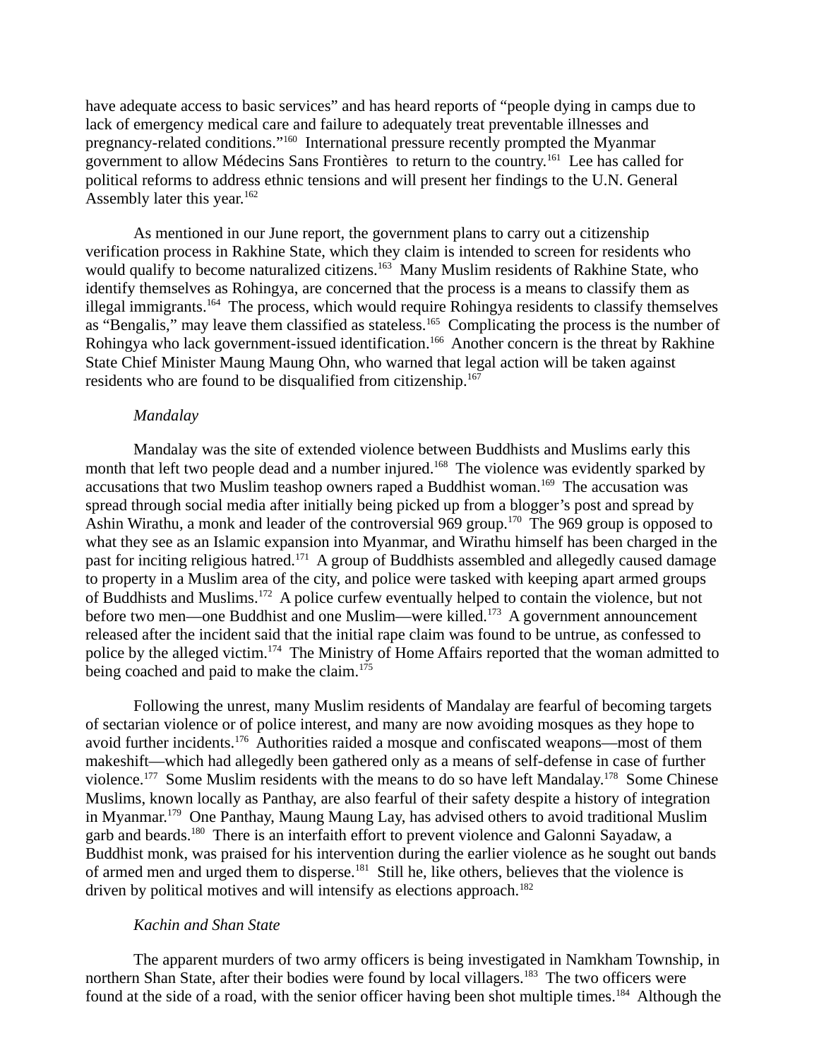have adequate access to basic services" and has heard reports of "people dying in camps due to lack of emergency medical care and failure to adequately treat preventable illnesses and pregnancy-related conditions."[160] International pressure recently prompted the Myanmar government to allow Médecins Sans Frontières to return to the country.[161] Lee has called for political reforms to address ethnic tensions and will present her findings to the U.N. General Assembly later this year.[162]

As mentioned in our June report, the government plans to carry out a citizenship verification process in Rakhine State, which they claim is intended to screen for residents who would qualify to become naturalized citizens.[163] Many Muslim residents of Rakhine State, who identify themselves as Rohingya, are concerned that the process is a means to classify them as illegal immigrants.[164] The process, which would require Rohingya residents to classify themselves as "Bengalis," may leave them classified as stateless.[165] Complicating the process is the number of Rohingya who lack government-issued identification.[166] Another concern is the threat by Rakhine State Chief Minister Maung Maung Ohn, who warned that legal action will be taken against residents who are found to be disqualified from citizenship.[167]

*Mandalay*

Mandalay was the site of extended violence between Buddhists and Muslims early this month that left two people dead and a number injured.[168] The violence was evidently sparked by accusations that two Muslim teashop owners raped a Buddhist woman.[169] The accusation was spread through social media after initially being picked up from a blogger's post and spread by Ashin Wirathu, a monk and leader of the controversial 969 group.[170] The 969 group is opposed to what they see as an Islamic expansion into Myanmar, and Wirathu himself has been charged in the past for inciting religious hatred.[171] A group of Buddhists assembled and allegedly caused damage to property in a Muslim area of the city, and police were tasked with keeping apart armed groups of Buddhists and Muslims.[172] A police curfew eventually helped to contain the violence, but not before two men—one Buddhist and one Muslim—were killed.[173] A government announcement released after the incident said that the initial rape claim was found to be untrue, as confessed to police by the alleged victim.[174] The Ministry of Home Affairs reported that the woman admitted to being coached and paid to make the claim.[175]

Following the unrest, many Muslim residents of Mandalay are fearful of becoming targets of sectarian violence or of police interest, and many are now avoiding mosques as they hope to avoid further incidents.[176] Authorities raided a mosque and confiscated weapons—most of them makeshift—which had allegedly been gathered only as a means of self-defense in case of further violence.[177] Some Muslim residents with the means to do so have left Mandalay.[178] Some Chinese Muslims, known locally as Panthay, are also fearful of their safety despite a history of integration in Myanmar.[179] One Panthay, Maung Maung Lay, has advised others to avoid traditional Muslim garb and beards.[180] There is an interfaith effort to prevent violence and Galonni Sayadaw, a Buddhist monk, was praised for his intervention during the earlier violence as he sought out bands of armed men and urged them to disperse.[181] Still he, like others, believes that the violence is driven by political motives and will intensify as elections approach.[182]

*Kachin and Shan State*

The apparent murders of two army officers is being investigated in Namkham Township, in northern Shan State, after their bodies were found by local villagers.[183] The two officers were found at the side of a road, with the senior officer having been shot multiple times.[184] Although the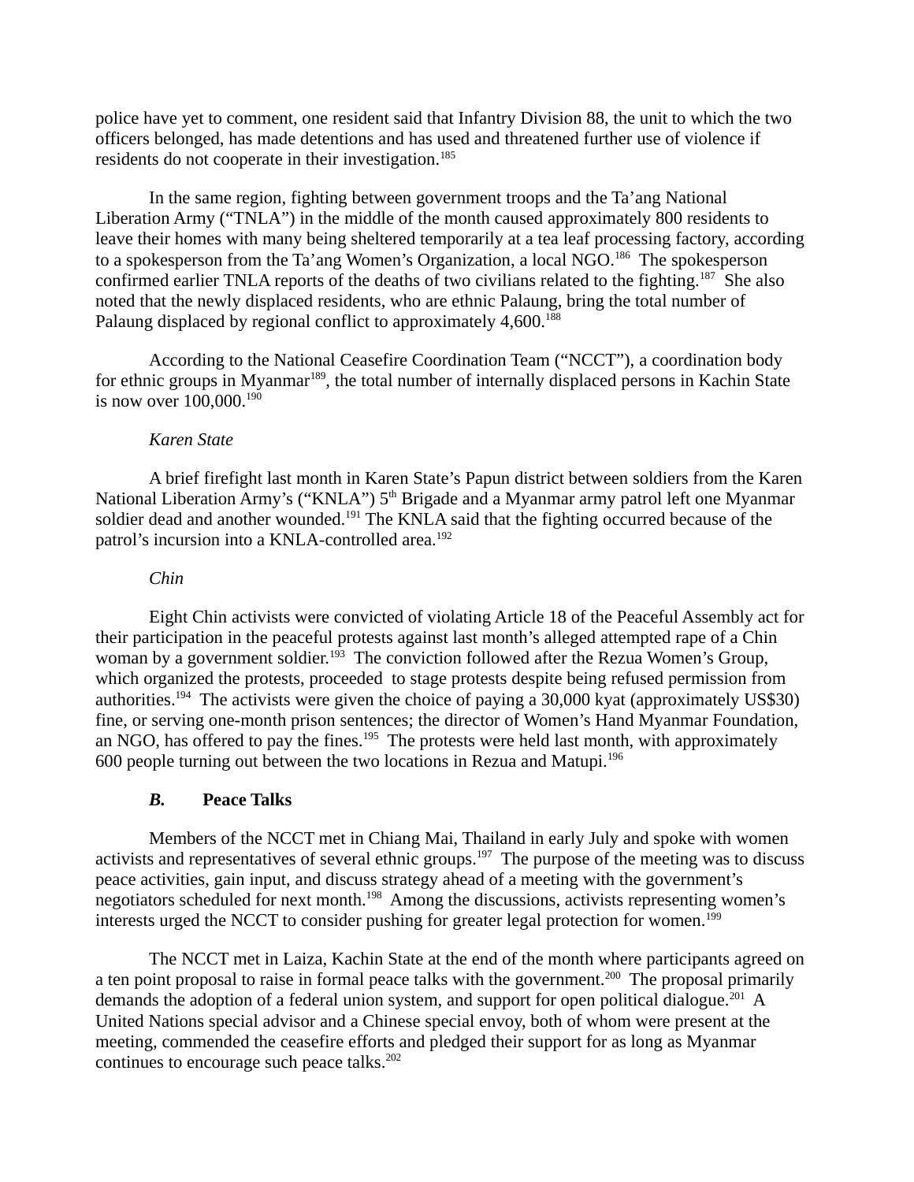police have yet to comment, one resident said that Infantry Division 88, the unit to which the two officers belonged, has made detentions and has used and threatened further use of violence if residents do not cooperate in their investigation.[185]

In the same region, fighting between government troops and the Ta'ang National Liberation Army ("TNLA") in the middle of the month caused approximately 800 residents to leave their homes with many being sheltered temporarily at a tea leaf processing factory, according to a spokesperson from the Ta'ang Women's Organization, a local NGO.[186] The spokesperson confirmed earlier TNLA reports of the deaths of two civilians related to the fighting.[187] She also noted that the newly displaced residents, who are ethnic Palaung, bring the total number of Palaung displaced by regional conflict to approximately 4,600.[188]

According to the National Ceasefire Coordination Team ("NCCT"), a coordination body for ethnic groups in Myanmar[189], the total number of internally displaced persons in Kachin State is now over 100,000.[190]

*Karen State*

A brief firefight last month in Karen State's Papun district between soldiers from the Karen National Liberation Army's ("KNLA") 5th Brigade and a Myanmar army patrol left one Myanmar soldier dead and another wounded.[191] The KNLA said that the fighting occurred because of the patrol's incursion into a KNLA-controlled area.[192]

*Chin*

Eight Chin activists were convicted of violating Article 18 of the Peaceful Assembly act for their participation in the peaceful protests against last month's alleged attempted rape of a Chin woman by a government soldier.[193] The conviction followed after the Rezua Women's Group, which organized the protests, proceeded to stage protests despite being refused permission from authorities.[194] The activists were given the choice of paying a 30,000 kyat (approximately US$30) fine, or serving one-month prison sentences; the director of Women's Hand Myanmar Foundation, an NGO, has offered to pay the fines.[195] The protests were held last month, with approximately 600 people turning out between the two locations in Rezua and Matupi.[196]

### *B.* Peace Talks

Members of the NCCT met in Chiang Mai, Thailand in early July and spoke with women activists and representatives of several ethnic groups.[197] The purpose of the meeting was to discuss peace activities, gain input, and discuss strategy ahead of a meeting with the government's negotiators scheduled for next month.[198] Among the discussions, activists representing women's interests urged the NCCT to consider pushing for greater legal protection for women.[199]

The NCCT met in Laiza, Kachin State at the end of the month where participants agreed on a ten point proposal to raise in formal peace talks with the government.[200] The proposal primarily demands the adoption of a federal union system, and support for open political dialogue.[201] A United Nations special advisor and a Chinese special envoy, both of whom were present at the meeting, commended the ceasefire efforts and pledged their support for as long as Myanmar continues to encourage such peace talks.[202]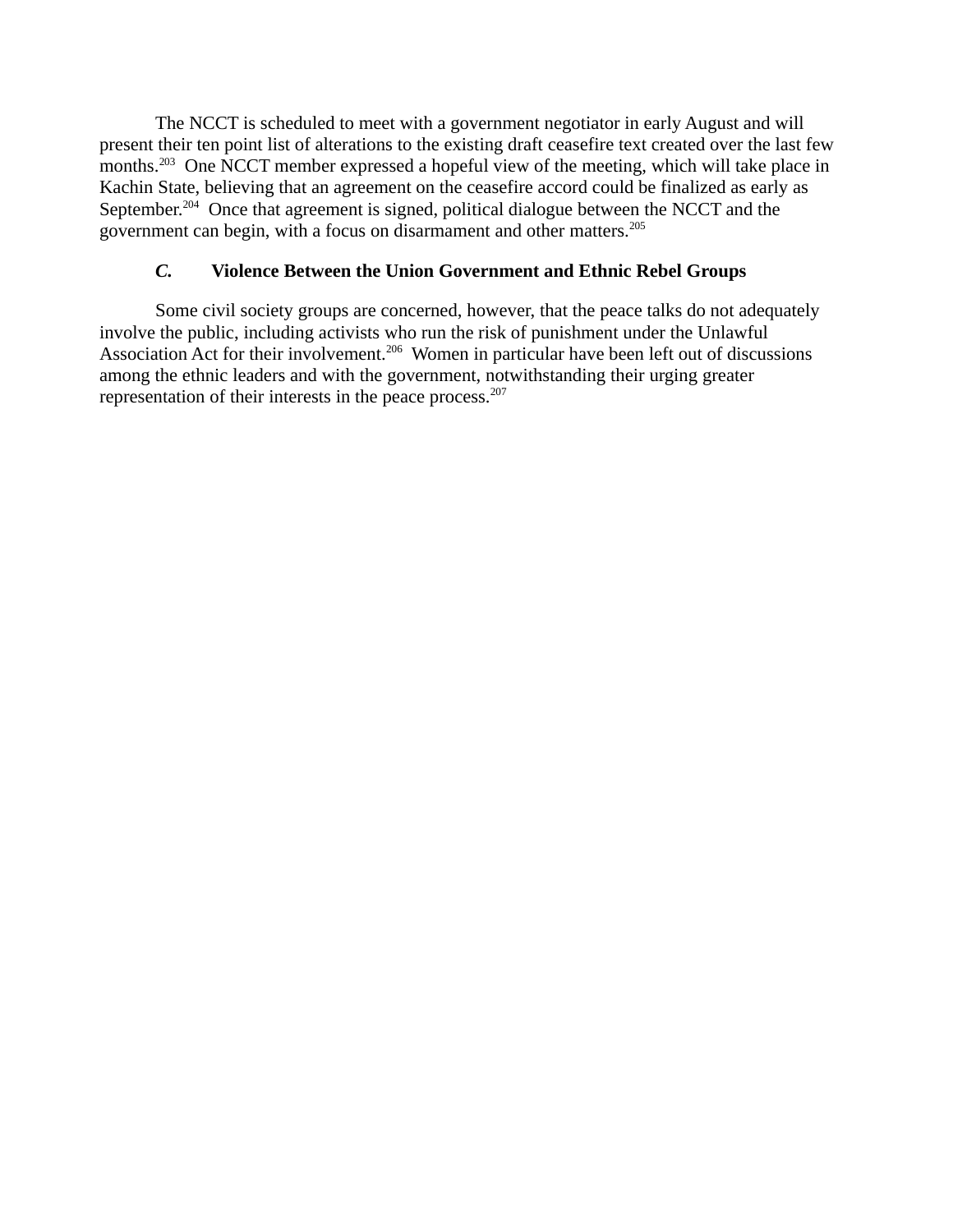The NCCT is scheduled to meet with a government negotiator in early August and will present their ten point list of alterations to the existing draft ceasefire text created over the last few months.[203] One NCCT member expressed a hopeful view of the meeting, which will take place in Kachin State, believing that an agreement on the ceasefire accord could be finalized as early as September.[204] Once that agreement is signed, political dialogue between the NCCT and the government can begin, with a focus on disarmament and other matters.[205]

### *C.* Violence Between the Union Government and Ethnic Rebel Groups

Some civil society groups are concerned, however, that the peace talks do not adequately involve the public, including activists who run the risk of punishment under the Unlawful Association Act for their involvement.[206] Women in particular have been left out of discussions among the ethnic leaders and with the government, notwithstanding their urging greater representation of their interests in the peace process.[207]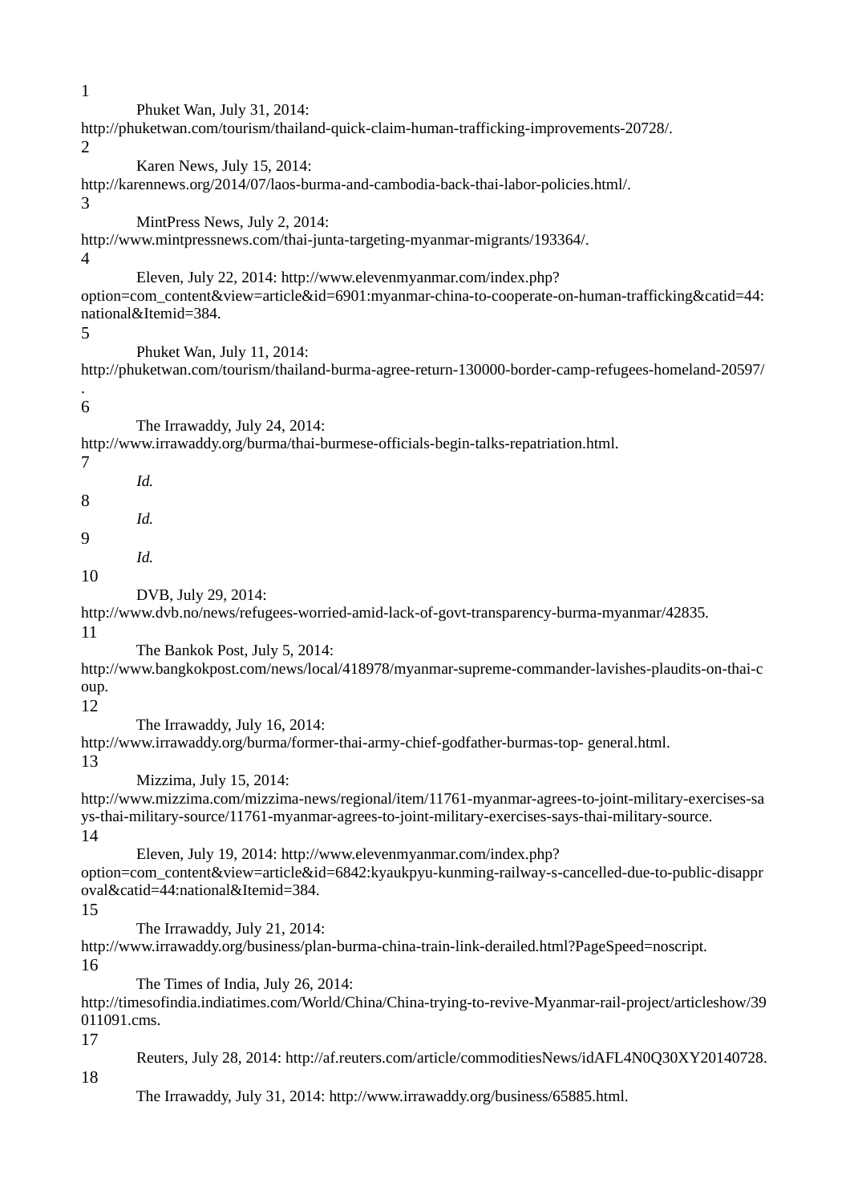1

Phuket Wan, July 31, 2014: http://phuketwan.com/tourism/thailand-quick-claim-human-trafficking-improvements-20728/.

2

Karen News, July 15, 2014: http://karennews.org/2014/07/laos-burma-and-cambodia-back-thai-labor-policies.html/.

3

MintPress News, July 2, 2014: http://www.mintpressnews.com/thai-junta-targeting-myanmar-migrants/193364/.

4

Eleven, July 22, 2014: http://www.elevenmyanmar.com/index.php?option=com_content&view=article&id=6901:myanmar-china-to-cooperate-on-human-trafficking&catid=44:national&Itemid=384.

5

Phuket Wan, July 11, 2014: http://phuketwan.com/tourism/thailand-burma-agree-return-130000-border-camp-refugees-homeland-20597/.

6

The Irrawaddy, July 24, 2014: http://www.irrawaddy.org/burma/thai-burmese-officials-begin-talks-repatriation.html.

7

*Id.*

8

*Id.*

9

*Id.*

10

DVB, July 29, 2014: http://www.dvb.no/news/refugees-worried-amid-lack-of-govt-transparency-burma-myanmar/42835.

11

The Bankok Post, July 5, 2014: http://www.bangkokpost.com/news/local/418978/myanmar-supreme-commander-lavishes-plaudits-on-thai-coup.

12

The Irrawaddy, July 16, 2014: http://www.irrawaddy.org/burma/former-thai-army-chief-godfather-burmas-top- general.html.

13

Mizzima, July 15, 2014: http://www.mizzima.com/mizzima-news/regional/item/11761-myanmar-agrees-to-joint-military-exercises-says-thai-military-source/11761-myanmar-agrees-to-joint-military-exercises-says-thai-military-source.

14

Eleven, July 19, 2014: http://www.elevenmyanmar.com/index.php?option=com_content&view=article&id=6842:kyaukpyu-kunming-railway-s-cancelled-due-to-public-disapproval&catid=44:national&Itemid=384.

15

The Irrawaddy, July 21, 2014: http://www.irrawaddy.org/business/plan-burma-china-train-link-derailed.html?PageSpeed=noscript.

16

The Times of India, July 26, 2014: http://timesofindia.indiatimes.com/World/China/China-trying-to-revive-Myanmar-rail-project/articleshow/39011091.cms.

17

Reuters, July 28, 2014: http://af.reuters.com/article/commoditiesNews/idAFL4N0Q30XY20140728.

18

The Irrawaddy, July 31, 2014: http://www.irrawaddy.org/business/65885.html.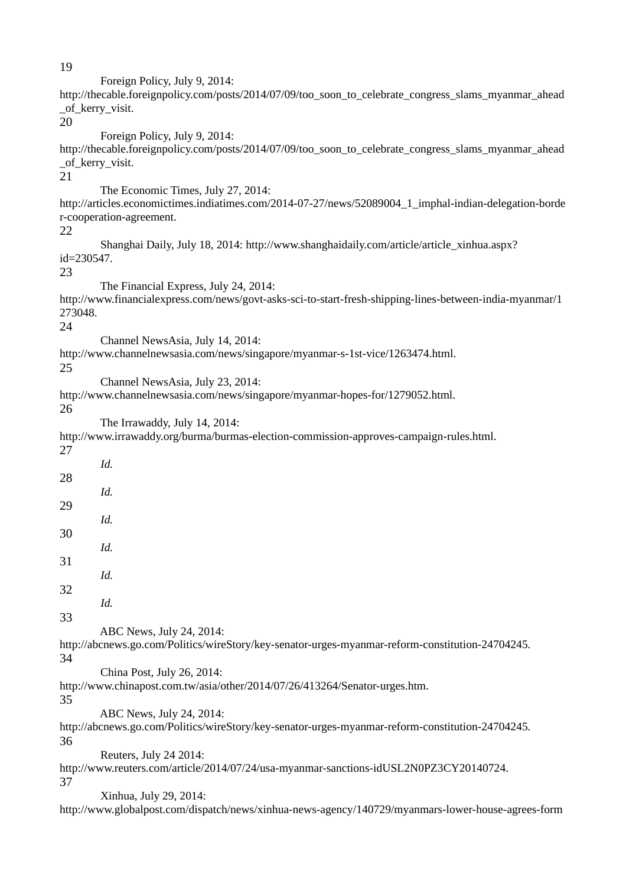19
Foreign Policy, July 9, 2014: http://thecable.foreignpolicy.com/posts/2014/07/09/too_soon_to_celebrate_congress_slams_myanmar_ahead_of_kerry_visit.

20
Foreign Policy, July 9, 2014: http://thecable.foreignpolicy.com/posts/2014/07/09/too_soon_to_celebrate_congress_slams_myanmar_ahead_of_kerry_visit.

21
The Economic Times, July 27, 2014: http://articles.economictimes.indiatimes.com/2014-07-27/news/52089004_1_imphal-indian-delegation-border-cooperation-agreement.

22
Shanghai Daily, July 18, 2014: http://www.shanghaidaily.com/article/article_xinhua.aspx?id=230547.

23
The Financial Express, July 24, 2014: http://www.financialexpress.com/news/govt-asks-sci-to-start-fresh-shipping-lines-between-india-myanmar/1273048.

24
Channel NewsAsia, July 14, 2014: http://www.channelnewsasia.com/news/singapore/myanmar-s-1st-vice/1263474.html.

25
Channel NewsAsia, July 23, 2014: http://www.channelnewsasia.com/news/singapore/myanmar-hopes-for/1279052.html.

26
The Irrawaddy, July 14, 2014: http://www.irrawaddy.org/burma/burmas-election-commission-approves-campaign-rules.html.

27
*Id.*

28
*Id.*

29
*Id.*

30
*Id.*

31
*Id.*

32
*Id.*

33
ABC News, July 24, 2014: http://abcnews.go.com/Politics/wireStory/key-senator-urges-myanmar-reform-constitution-24704245.

34
China Post, July 26, 2014: http://www.chinapost.com.tw/asia/other/2014/07/26/413264/Senator-urges.htm.

35
ABC News, July 24, 2014: http://abcnews.go.com/Politics/wireStory/key-senator-urges-myanmar-reform-constitution-24704245.

36
Reuters, July 24 2014: http://www.reuters.com/article/2014/07/24/usa-myanmar-sanctions-idUSL2N0PZ3CY20140724.

37
Xinhua, July 29, 2014: http://www.globalpost.com/dispatch/news/xinhua-news-agency/140729/myanmars-lower-house-agrees-form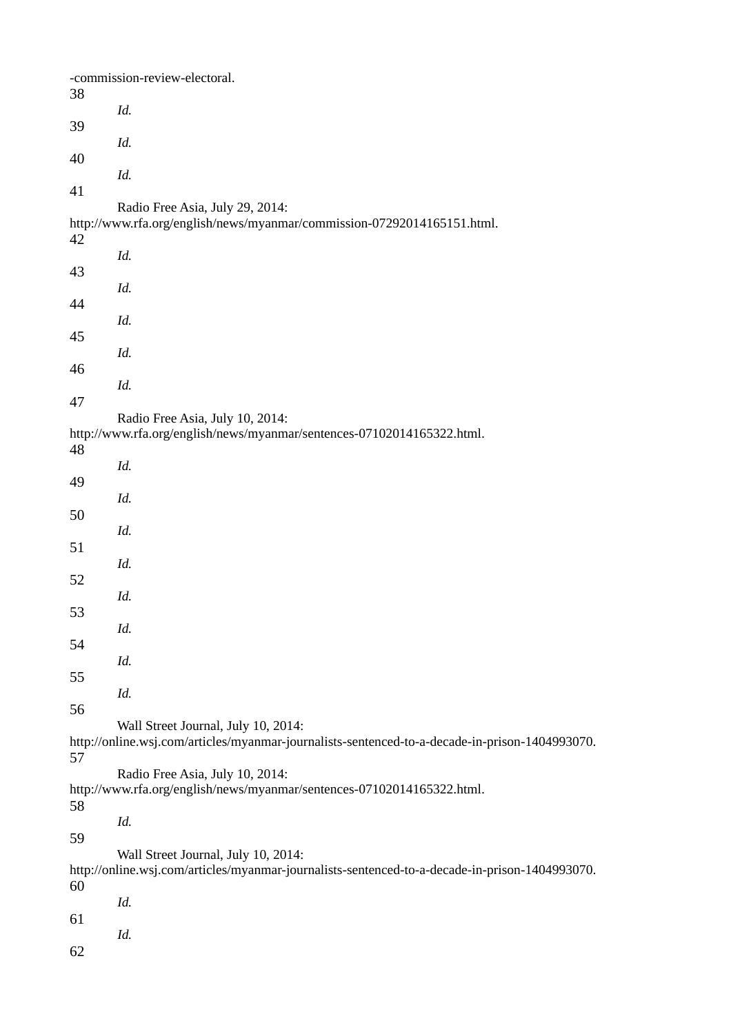-commission-review-electoral.

38 *Id.*

39 *Id.*

40 *Id.*

41 Radio Free Asia, July 29, 2014: http://www.rfa.org/english/news/myanmar/commission-07292014165151.html.

42 *Id.*

43 *Id.*

44 *Id.*

45 *Id.*

46 *Id.*

47 Radio Free Asia, July 10, 2014: http://www.rfa.org/english/news/myanmar/sentences-07102014165322.html.

48 *Id.*

49 *Id.*

50 *Id.*

51 *Id.*

52 *Id.*

53 *Id.*

54 *Id.*

55 *Id.*

56 Wall Street Journal, July 10, 2014: http://online.wsj.com/articles/myanmar-journalists-sentenced-to-a-decade-in-prison-1404993070.

57 Radio Free Asia, July 10, 2014: http://www.rfa.org/english/news/myanmar/sentences-07102014165322.html.

58 *Id.*

59 Wall Street Journal, July 10, 2014: http://online.wsj.com/articles/myanmar-journalists-sentenced-to-a-decade-in-prison-1404993070.

60 *Id.*

61 *Id.*

62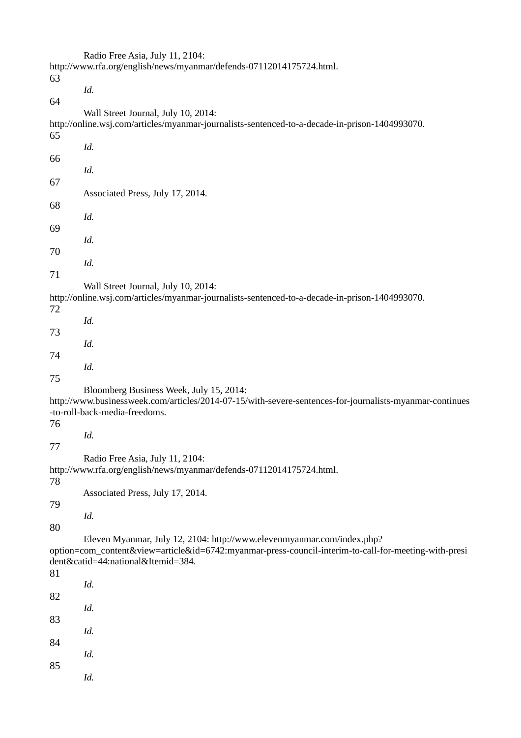Radio Free Asia, July 11, 2104: http://www.rfa.org/english/news/myanmar/defends-07112014175724.html.

63 *Id.*

64 Wall Street Journal, July 10, 2014: http://online.wsj.com/articles/myanmar-journalists-sentenced-to-a-decade-in-prison-1404993070.

65 *Id.*

66 *Id.*

67 Associated Press, July 17, 2014.

68 *Id.*

69 *Id.*

70 *Id.*

71 Wall Street Journal, July 10, 2014: http://online.wsj.com/articles/myanmar-journalists-sentenced-to-a-decade-in-prison-1404993070.

72 *Id.*

73 *Id.*

74 *Id.*

75 Bloomberg Business Week, July 15, 2014: http://www.businessweek.com/articles/2014-07-15/with-severe-sentences-for-journalists-myanmar-continues-to-roll-back-media-freedoms.

76 *Id.*

77 Radio Free Asia, July 11, 2104: http://www.rfa.org/english/news/myanmar/defends-07112014175724.html.

78 Associated Press, July 17, 2014.

79 *Id.*

80 Eleven Myanmar, July 12, 2104: http://www.elevenmyanmar.com/index.php?option=com_content&view=article&id=6742:myanmar-press-council-interim-to-call-for-meeting-with-president&catid=44:national&Itemid=384.

81 *Id.*

82 *Id.*

83 *Id.*

84 *Id.*

85 *Id.*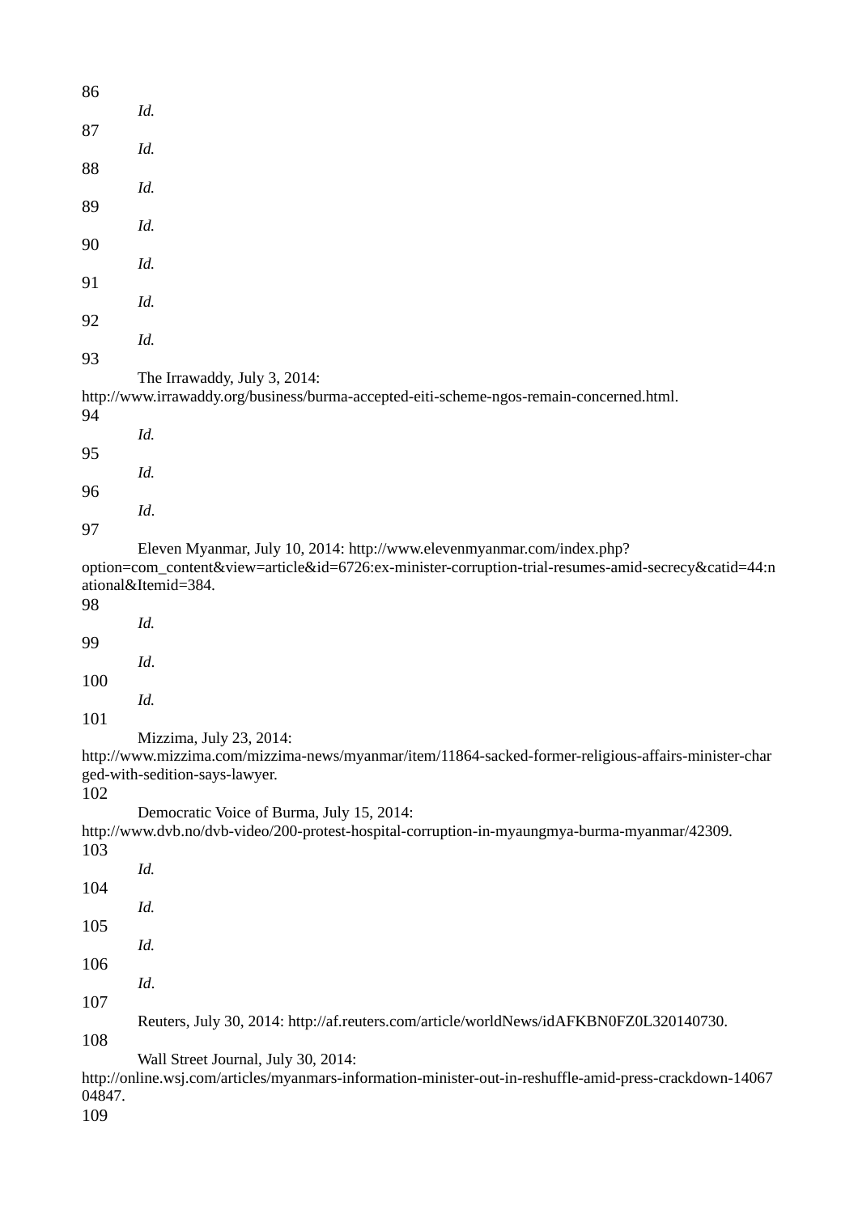86
*Id.*

87
*Id.*

88
*Id.*

89
*Id.*

90
*Id.*

91
*Id.*

92
*Id.*

93
The Irrawaddy, July 3, 2014: http://www.irrawaddy.org/business/burma-accepted-eiti-scheme-ngos-remain-concerned.html.

94
*Id.*

95
*Id.*

96
*Id*.

97
Eleven Myanmar, July 10, 2014: http://www.elevenmyanmar.com/index.php?option=com_content&view=article&id=6726:ex-minister-corruption-trial-resumes-amid-secrecy&catid=44:national&Itemid=384.

98
*Id.*

99
*Id*.

100
*Id.*

101
Mizzima, July 23, 2014: http://www.mizzima.com/mizzima-news/myanmar/item/11864-sacked-former-religious-affairs-minister-charged-with-sedition-says-lawyer.

102
Democratic Voice of Burma, July 15, 2014: http://www.dvb.no/dvb-video/200-protest-hospital-corruption-in-myaungmya-burma-myanmar/42309.

103
*Id.*

104
*Id.*

105
*Id.*

106
*Id*.

107
Reuters, July 30, 2014: http://af.reuters.com/article/worldNews/idAFKBN0FZ0L320140730.

108
Wall Street Journal, July 30, 2014: http://online.wsj.com/articles/myanmars-information-minister-out-in-reshuffle-amid-press-crackdown-1406704847.

109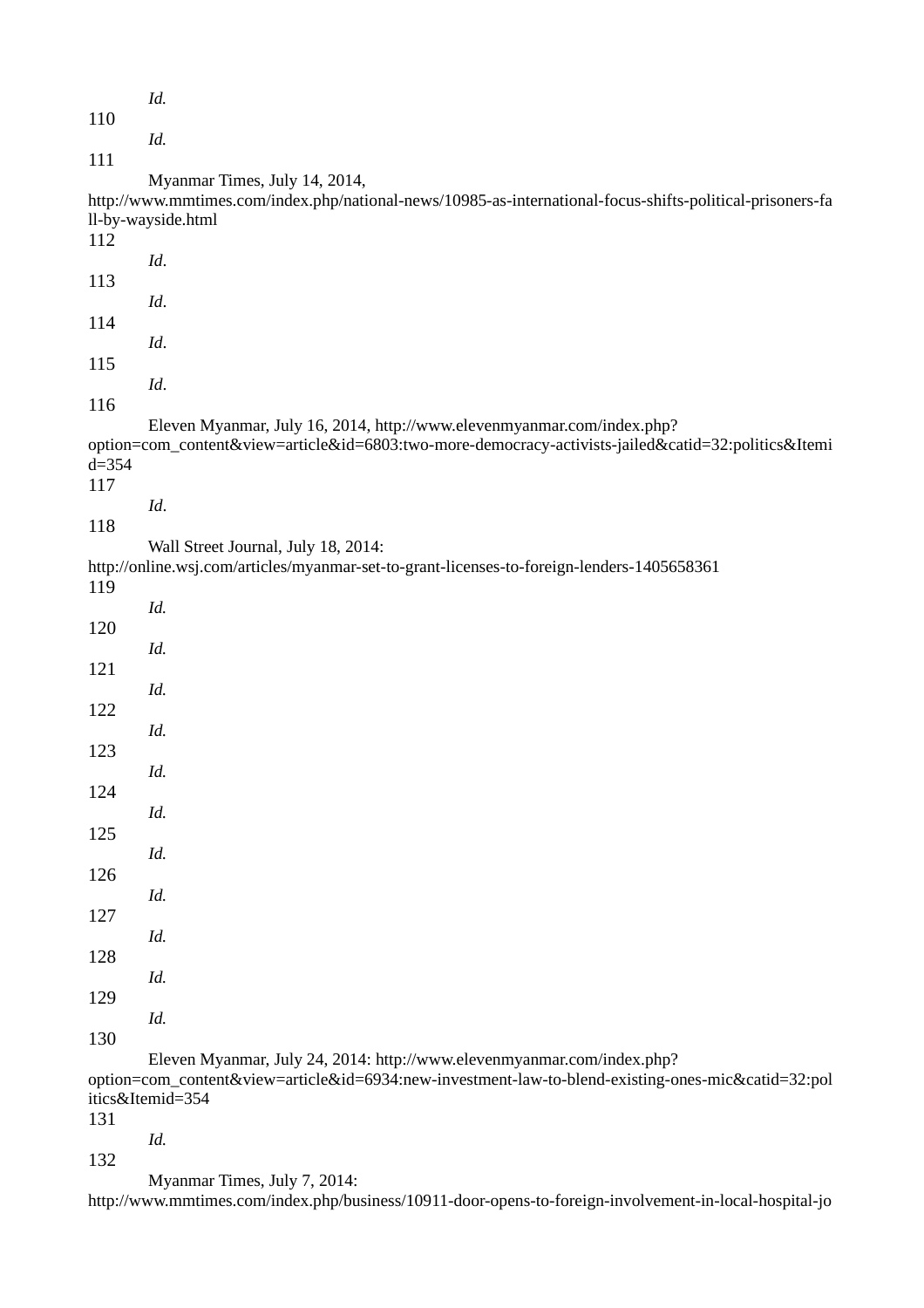*Id.*

110 *Id.*

111 Myanmar Times, July 14, 2014, http://www.mmtimes.com/index.php/national-news/10985-as-international-focus-shifts-political-prisoners-fall-by-wayside.html

112 *Id*.

113 *Id*.

114 *Id*.

115 *Id*.

116 Eleven Myanmar, July 16, 2014, http://www.elevenmyanmar.com/index.php?option=com_content&view=article&id=6803:two-more-democracy-activists-jailed&catid=32:politics&Itemid=354

117 *Id*.

118 Wall Street Journal, July 18, 2014: http://online.wsj.com/articles/myanmar-set-to-grant-licenses-to-foreign-lenders-1405658361

119 *Id.*

120 *Id.*

121 *Id.*

122 *Id.*

123 *Id.*

124 *Id.*

125 *Id.*

126 *Id.*

127 *Id.*

128 *Id.*

129 *Id.*

130 Eleven Myanmar, July 24, 2014: http://www.elevenmyanmar.com/index.php?option=com_content&view=article&id=6934:new-investment-law-to-blend-existing-ones-mic&catid=32:politics&Itemid=354

131 *Id.*

132 Myanmar Times, July 7, 2014: http://www.mmtimes.com/index.php/business/10911-door-opens-to-foreign-involvement-in-local-hospital-jo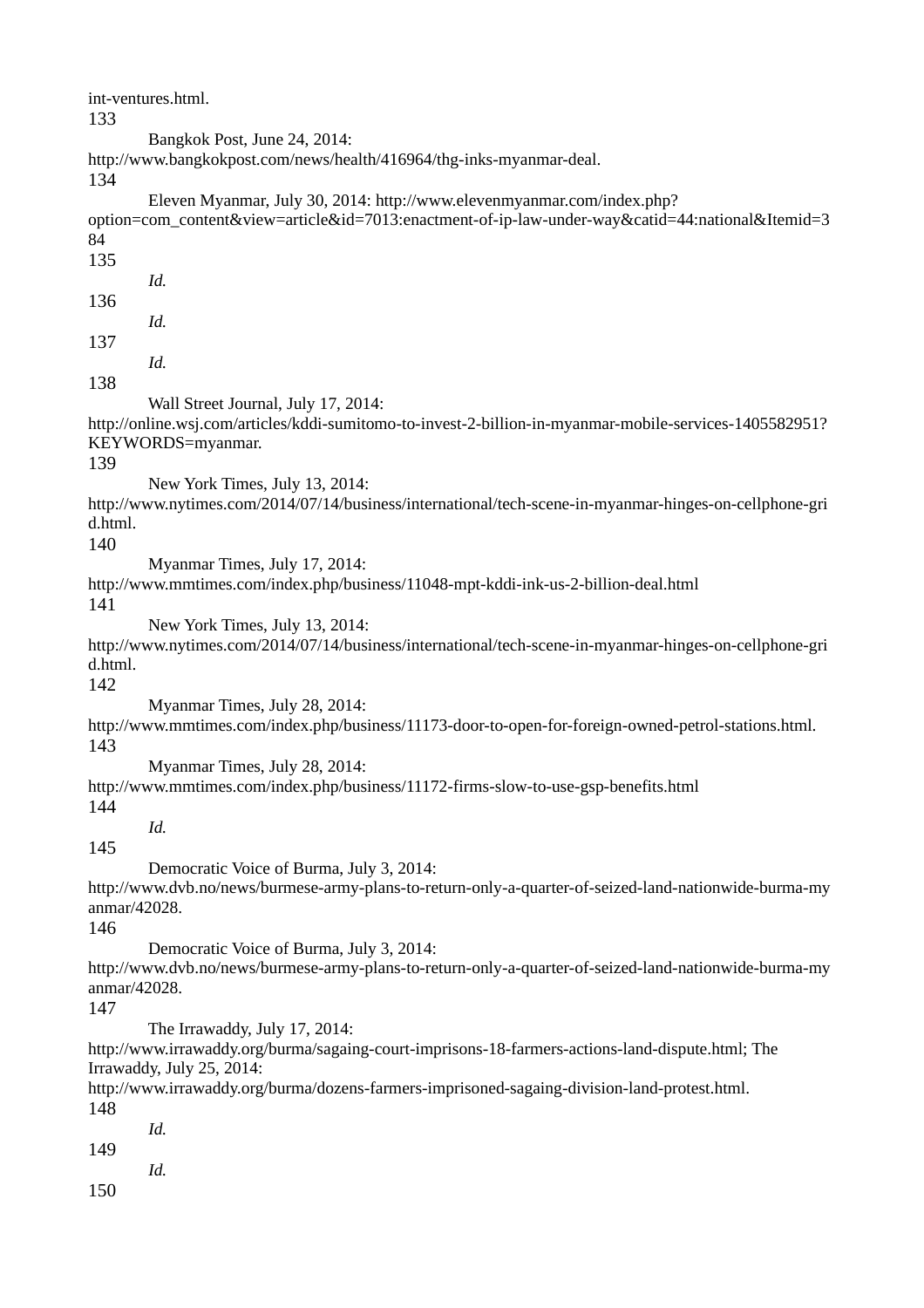int-ventures.html.

133 Bangkok Post, June 24, 2014: http://www.bangkokpost.com/news/health/416964/thg-inks-myanmar-deal.

134 Eleven Myanmar, July 30, 2014: http://www.elevenmyanmar.com/index.php?option=com_content&view=article&id=7013:enactment-of-ip-law-under-way&catid=44:national&Itemid=384

135 *Id.*

136 *Id.*

137 *Id.*

138 Wall Street Journal, July 17, 2014: http://online.wsj.com/articles/kddi-sumitomo-to-invest-2-billion-in-myanmar-mobile-services-1405582951?KEYWORDS=myanmar.

139 New York Times, July 13, 2014: http://www.nytimes.com/2014/07/14/business/international/tech-scene-in-myanmar-hinges-on-cellphone-grid.html.

140 Myanmar Times, July 17, 2014: http://www.mmtimes.com/index.php/business/11048-mpt-kddi-ink-us-2-billion-deal.html

141 New York Times, July 13, 2014: http://www.nytimes.com/2014/07/14/business/international/tech-scene-in-myanmar-hinges-on-cellphone-grid.html.

142 Myanmar Times, July 28, 2014: http://www.mmtimes.com/index.php/business/11173-door-to-open-for-foreign-owned-petrol-stations.html.

143 Myanmar Times, July 28, 2014: http://www.mmtimes.com/index.php/business/11172-firms-slow-to-use-gsp-benefits.html

144 *Id.*

145 Democratic Voice of Burma, July 3, 2014: http://www.dvb.no/news/burmese-army-plans-to-return-only-a-quarter-of-seized-land-nationwide-burma-myanmar/42028.

146 Democratic Voice of Burma, July 3, 2014: http://www.dvb.no/news/burmese-army-plans-to-return-only-a-quarter-of-seized-land-nationwide-burma-myanmar/42028.

147 The Irrawaddy, July 17, 2014: http://www.irrawaddy.org/burma/sagaing-court-imprisons-18-farmers-actions-land-dispute.html; The Irrawaddy, July 25, 2014: http://www.irrawaddy.org/burma/dozens-farmers-imprisoned-sagaing-division-land-protest.html.

148 *Id.*

149 *Id.*

150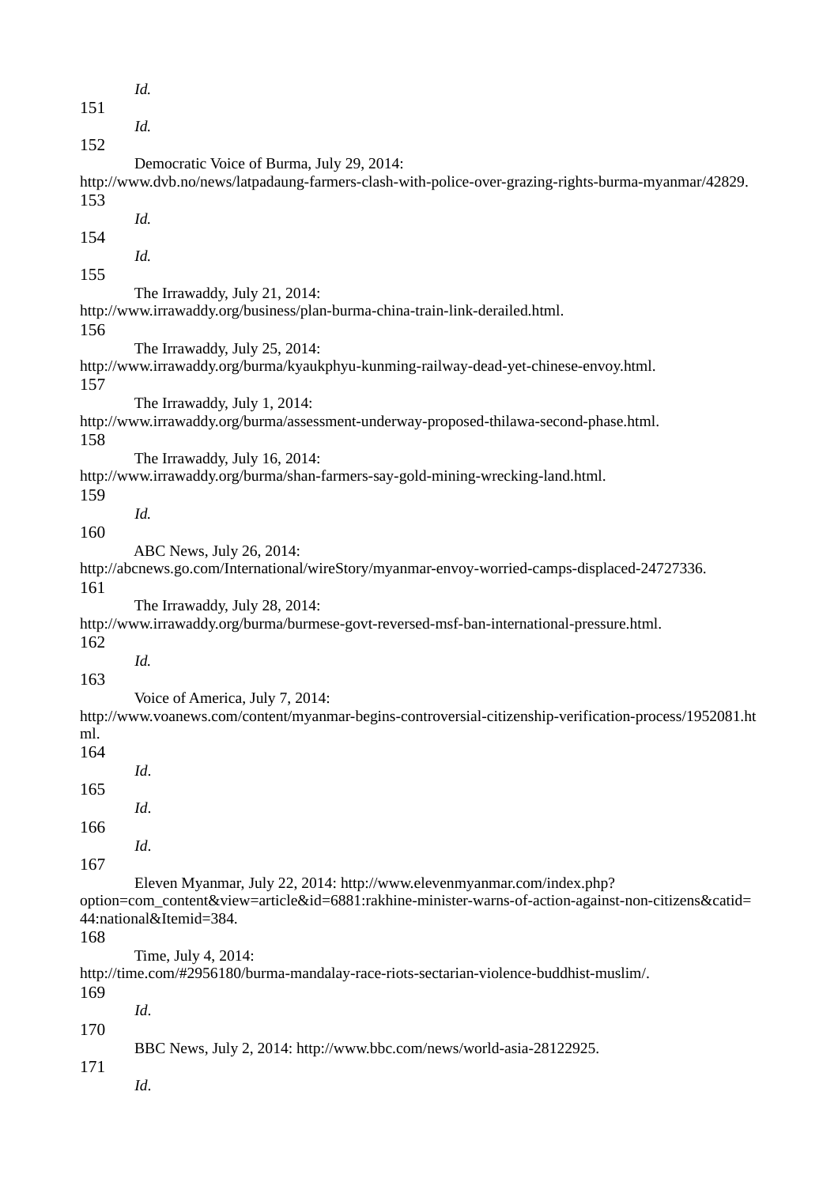*Id.*

151 *Id.*

152 Democratic Voice of Burma, July 29, 2014: http://www.dvb.no/news/latpadaung-farmers-clash-with-police-over-grazing-rights-burma-myanmar/42829.

153 *Id.*

154 *Id.*

155 The Irrawaddy, July 21, 2014: http://www.irrawaddy.org/business/plan-burma-china-train-link-derailed.html.

156 The Irrawaddy, July 25, 2014: http://www.irrawaddy.org/burma/kyaukphyu-kunming-railway-dead-yet-chinese-envoy.html.

157 The Irrawaddy, July 1, 2014: http://www.irrawaddy.org/burma/assessment-underway-proposed-thilawa-second-phase.html.

158 The Irrawaddy, July 16, 2014: http://www.irrawaddy.org/burma/shan-farmers-say-gold-mining-wrecking-land.html.

159 *Id.*

160 ABC News, July 26, 2014: http://abcnews.go.com/International/wireStory/myanmar-envoy-worried-camps-displaced-24727336.

161 The Irrawaddy, July 28, 2014: http://www.irrawaddy.org/burma/burmese-govt-reversed-msf-ban-international-pressure.html.

162 *Id.*

163 Voice of America, July 7, 2014: http://www.voanews.com/content/myanmar-begins-controversial-citizenship-verification-process/1952081.html.

164 *Id*.

165 *Id*.

166 *Id*.

167 Eleven Myanmar, July 22, 2014: http://www.elevenmyanmar.com/index.php?option=com_content&view=article&id=6881:rakhine-minister-warns-of-action-against-non-citizens&catid=44:national&Itemid=384.

168 Time, July 4, 2014: http://time.com/#2956180/burma-mandalay-race-riots-sectarian-violence-buddhist-muslim/.

169 *Id*.

170 BBC News, July 2, 2014: http://www.bbc.com/news/world-asia-28122925.

171 *Id*.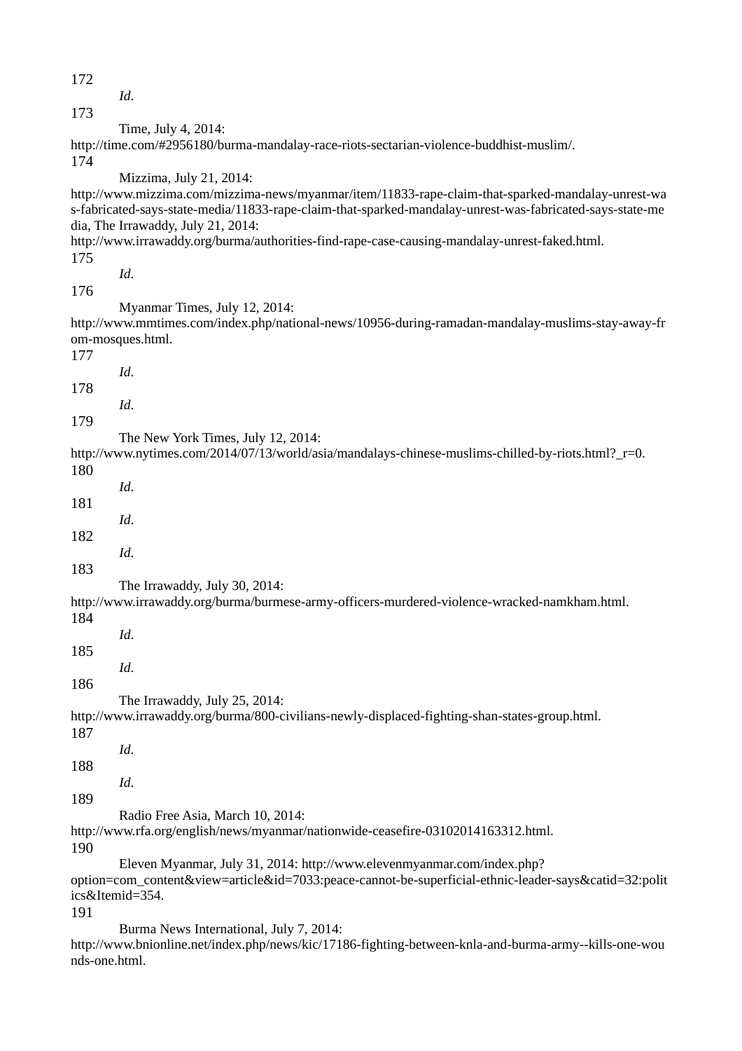172 *Id*.

173 Time, July 4, 2014: http://time.com/#2956180/burma-mandalay-race-riots-sectarian-violence-buddhist-muslim/.

174 Mizzima, July 21, 2014: http://www.mizzima.com/mizzima-news/myanmar/item/11833-rape-claim-that-sparked-mandalay-unrest-was-fabricated-says-state-media/11833-rape-claim-that-sparked-mandalay-unrest-was-fabricated-says-state-media, The Irrawaddy, July 21, 2014: http://www.irrawaddy.org/burma/authorities-find-rape-case-causing-mandalay-unrest-faked.html.

175 *Id*.

176 Myanmar Times, July 12, 2014: http://www.mmtimes.com/index.php/national-news/10956-during-ramadan-mandalay-muslims-stay-away-from-mosques.html.

177 *Id*.

178 *Id*.

179 The New York Times, July 12, 2014: http://www.nytimes.com/2014/07/13/world/asia/mandalays-chinese-muslims-chilled-by-riots.html?_r=0.

180 *Id*.

181 *Id*.

182 *Id*.

183 The Irrawaddy, July 30, 2014: http://www.irrawaddy.org/burma/burmese-army-officers-murdered-violence-wracked-namkham.html.

184 *Id*.

185 *Id*.

186 The Irrawaddy, July 25, 2014: http://www.irrawaddy.org/burma/800-civilians-newly-displaced-fighting-shan-states-group.html.

187 *Id*.

188 *Id*.

189 Radio Free Asia, March 10, 2014: http://www.rfa.org/english/news/myanmar/nationwide-ceasefire-03102014163312.html.

190 Eleven Myanmar, July 31, 2014: http://www.elevenmyanmar.com/index.php?option=com_content&view=article&id=7033:peace-cannot-be-superficial-ethnic-leader-says&catid=32:politics&Itemid=354.

191 Burma News International, July 7, 2014: http://www.bnionline.net/index.php/news/kic/17186-fighting-between-knla-and-burma-army--kills-one-wounds-one.html.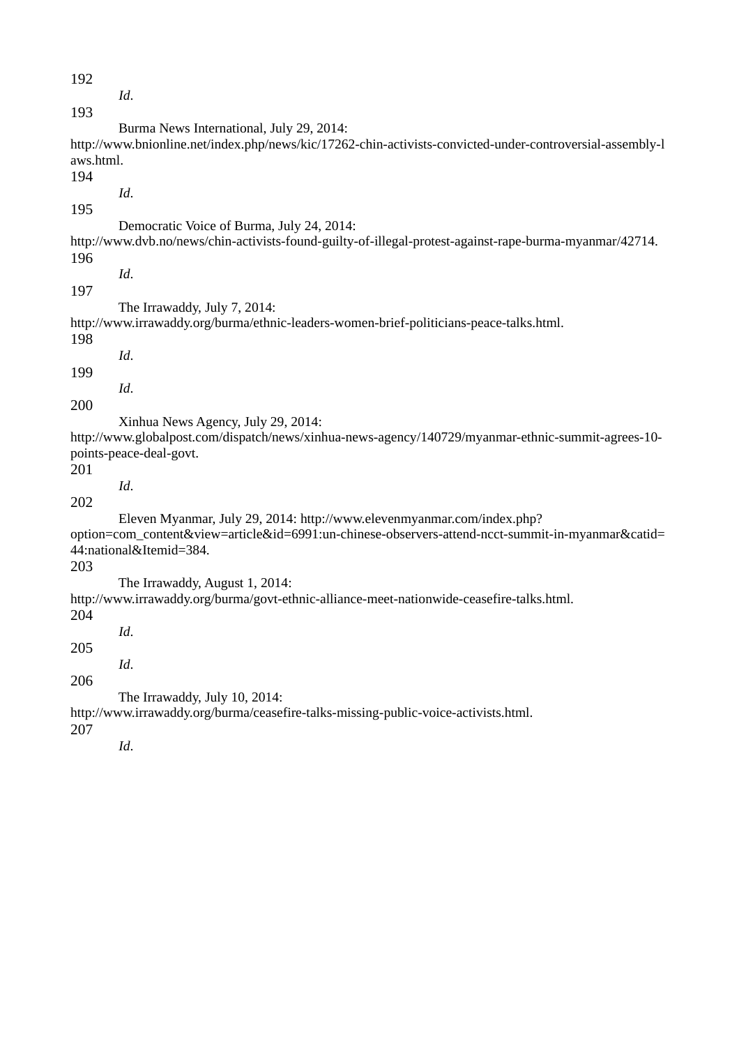192
*Id*.

193
Burma News International, July 29, 2014: http://www.bnionline.net/index.php/news/kic/17262-chin-activists-convicted-under-controversial-assembly-laws.html.

194
*Id*.

195
Democratic Voice of Burma, July 24, 2014: http://www.dvb.no/news/chin-activists-found-guilty-of-illegal-protest-against-rape-burma-myanmar/42714.

196
*Id*.

197
The Irrawaddy, July 7, 2014: http://www.irrawaddy.org/burma/ethnic-leaders-women-brief-politicians-peace-talks.html.

198
*Id*.

199
*Id*.

200
Xinhua News Agency, July 29, 2014: http://www.globalpost.com/dispatch/news/xinhua-news-agency/140729/myanmar-ethnic-summit-agrees-10-points-peace-deal-govt.

201
*Id*.

202
Eleven Myanmar, July 29, 2014: http://www.elevenmyanmar.com/index.php?option=com_content&view=article&id=6991:un-chinese-observers-attend-ncct-summit-in-myanmar&catid=44:national&Itemid=384.

203
The Irrawaddy, August 1, 2014: http://www.irrawaddy.org/burma/govt-ethnic-alliance-meet-nationwide-ceasefire-talks.html.

204
*Id*.

205
*Id*.

206
The Irrawaddy, July 10, 2014: http://www.irrawaddy.org/burma/ceasefire-talks-missing-public-voice-activists.html.

207
*Id*.